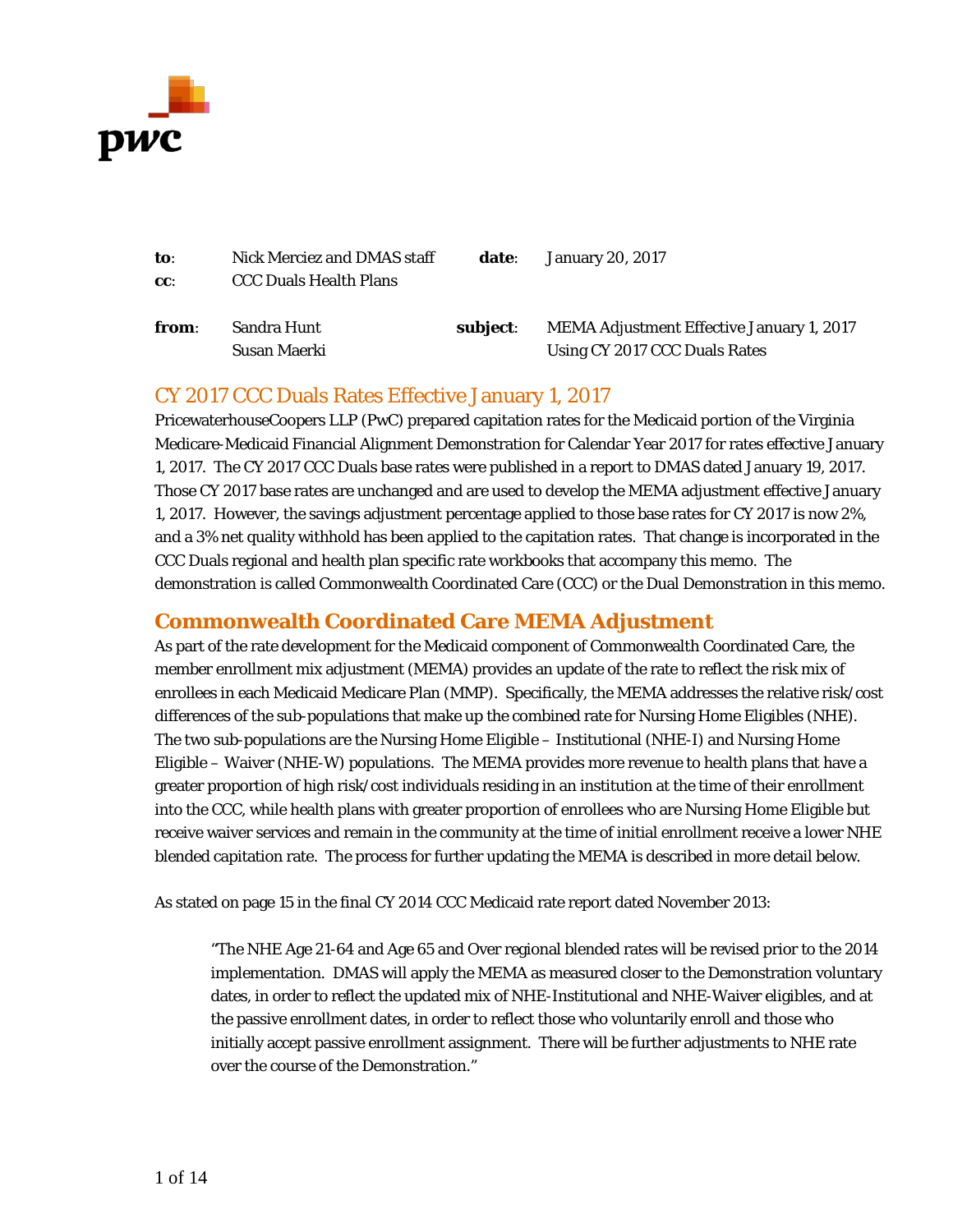| | | | |
|---|---|---|---|
| **to**: | Nick Merciez and DMAS staff | **date**: | January 20, 2017 |
| **cc**: | CCC Duals Health Plans | | |
| **from**: | Sandra Hunt<br>Susan Maerki | **subject**: | MEMA Adjustment Effective January 1, 2017 Using CY 2017 CCC Duals Rates |

## CY 2017 CCC Duals Rates Effective January 1, 2017

PricewaterhouseCoopers LLP (PwC) prepared capitation rates for the Medicaid portion of the Virginia Medicare-Medicaid Financial Alignment Demonstration for Calendar Year 2017 for rates effective January 1, 2017. The CY 2017 CCC Duals base rates were published in a report to DMAS dated January 19, 2017. Those CY 2017 base rates are unchanged and are used to develop the MEMA adjustment effective January 1, 2017. However, the savings adjustment percentage applied to those base rates for CY 2017 is now 2%, and a 3% net quality withhold has been applied to the capitation rates. That change is incorporated in the CCC Duals regional and health plan specific rate workbooks that accompany this memo. The demonstration is called Commonwealth Coordinated Care (CCC) or the Dual Demonstration in this memo.

## Commonwealth Coordinated Care MEMA Adjustment

As part of the rate development for the Medicaid component of Commonwealth Coordinated Care, the member enrollment mix adjustment (MEMA) provides an update of the rate to reflect the risk mix of enrollees in each Medicaid Medicare Plan (MMP). Specifically, the MEMA addresses the relative risk/cost differences of the sub-populations that make up the combined rate for Nursing Home Eligibles (NHE). The two sub-populations are the Nursing Home Eligible – Institutional (NHE-I) and Nursing Home Eligible – Waiver (NHE-W) populations. The MEMA provides more revenue to health plans that have a greater proportion of high risk/cost individuals residing in an institution at the time of their enrollment into the CCC, while health plans with greater proportion of enrollees who are Nursing Home Eligible but receive waiver services and remain in the community at the time of initial enrollment receive a lower NHE blended capitation rate. The process for further updating the MEMA is described in more detail below.

As stated on page 15 in the final CY 2014 CCC Medicaid rate report dated November 2013:

> "The NHE Age 21-64 and Age 65 and Over regional blended rates will be revised prior to the 2014 implementation. DMAS will apply the MEMA as measured closer to the Demonstration voluntary dates, in order to reflect the updated mix of NHE-Institutional and NHE-Waiver eligibles, and at the passive enrollment dates, in order to reflect those who voluntarily enroll and those who initially accept passive enrollment assignment. There will be further adjustments to NHE rate over the course of the Demonstration."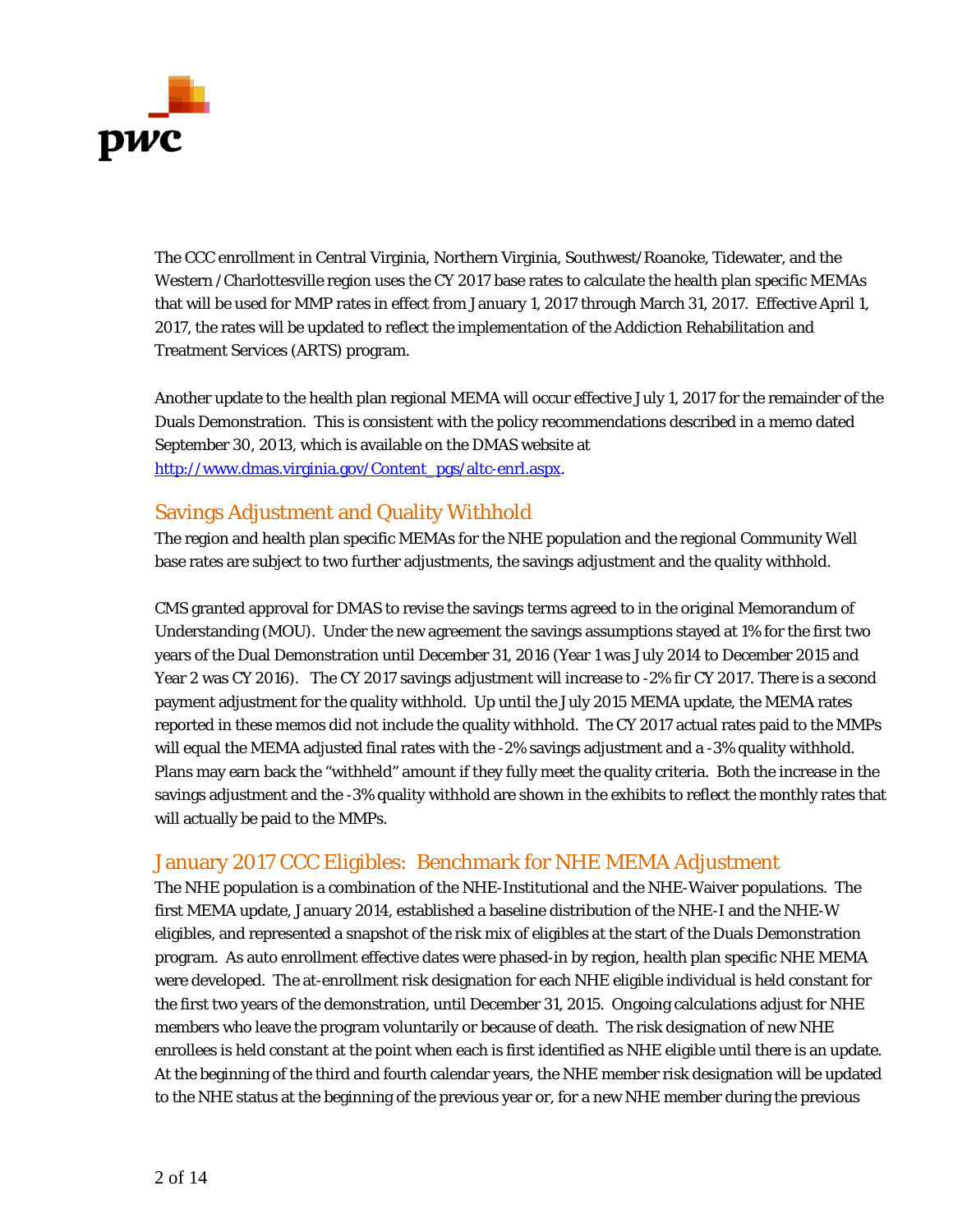The CCC enrollment in Central Virginia, Northern Virginia, Southwest/Roanoke, Tidewater, and the Western /Charlottesville region uses the CY 2017 base rates to calculate the health plan specific MEMAs that will be used for MMP rates in effect from January 1, 2017 through March 31, 2017. Effective April 1, 2017, the rates will be updated to reflect the implementation of the Addiction Rehabilitation and Treatment Services (ARTS) program.

Another update to the health plan regional MEMA will occur effective July 1, 2017 for the remainder of the Duals Demonstration. This is consistent with the policy recommendations described in a memo dated September 30, 2013, which is available on the DMAS website at http://www.dmas.virginia.gov/Content_pgs/altc-enrl.aspx.

## Savings Adjustment and Quality Withhold

The region and health plan specific MEMAs for the NHE population and the regional Community Well base rates are subject to two further adjustments, the savings adjustment and the quality withhold.

CMS granted approval for DMAS to revise the savings terms agreed to in the original Memorandum of Understanding (MOU). Under the new agreement the savings assumptions stayed at 1% for the first two years of the Dual Demonstration until December 31, 2016 (Year 1 was July 2014 to December 2015 and Year 2 was CY 2016). The CY 2017 savings adjustment will increase to -2% fir CY 2017. There is a second payment adjustment for the quality withhold. Up until the July 2015 MEMA update, the MEMA rates reported in these memos did not include the quality withhold. The CY 2017 actual rates paid to the MMPs will equal the MEMA adjusted final rates with the -2% savings adjustment and a -3% quality withhold. Plans may earn back the "withheld" amount if they fully meet the quality criteria. Both the increase in the savings adjustment and the -3% quality withhold are shown in the exhibits to reflect the monthly rates that will actually be paid to the MMPs.

## January 2017 CCC Eligibles: Benchmark for NHE MEMA Adjustment

The NHE population is a combination of the NHE-Institutional and the NHE-Waiver populations. The first MEMA update, January 2014, established a baseline distribution of the NHE-I and the NHE-W eligibles, and represented a snapshot of the risk mix of eligibles at the start of the Duals Demonstration program. As auto enrollment effective dates were phased-in by region, health plan specific NHE MEMA were developed. The at-enrollment risk designation for each NHE eligible individual is held constant for the first two years of the demonstration, until December 31, 2015. Ongoing calculations adjust for NHE members who leave the program voluntarily or because of death. The risk designation of new NHE enrollees is held constant at the point when each is first identified as NHE eligible until there is an update. At the beginning of the third and fourth calendar years, the NHE member risk designation will be updated to the NHE status at the beginning of the previous year or, for a new NHE member during the previous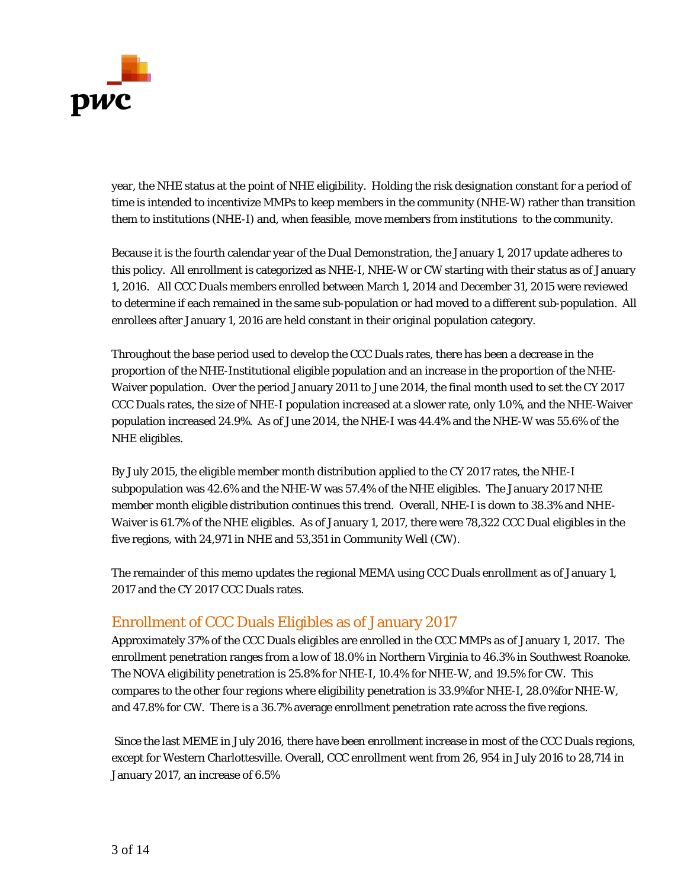year, the NHE status at the point of NHE eligibility. Holding the risk designation constant for a period of time is intended to incentivize MMPs to keep members in the community (NHE-W) rather than transition them to institutions (NHE-I) and, when feasible, move members from institutions to the community.

Because it is the fourth calendar year of the Dual Demonstration, the January 1, 2017 update adheres to this policy. All enrollment is categorized as NHE-I, NHE-W or CW starting with their status as of January 1, 2016. All CCC Duals members enrolled between March 1, 2014 and December 31, 2015 were reviewed to determine if each remained in the same sub-population or had moved to a different sub-population. All enrollees after January 1, 2016 are held constant in their original population category.

Throughout the base period used to develop the CCC Duals rates, there has been a decrease in the proportion of the NHE-Institutional eligible population and an increase in the proportion of the NHE-Waiver population. Over the period January 2011 to June 2014, the final month used to set the CY 2017 CCC Duals rates, the size of NHE-I population increased at a slower rate, only 1.0%, and the NHE-Waiver population increased 24.9%. As of June 2014, the NHE-I was 44.4% and the NHE-W was 55.6% of the NHE eligibles.

By July 2015, the eligible member month distribution applied to the CY 2017 rates, the NHE-I subpopulation was 42.6% and the NHE-W was 57.4% of the NHE eligibles. The January 2017 NHE member month eligible distribution continues this trend. Overall, NHE-I is down to 38.3% and NHE-Waiver is 61.7% of the NHE eligibles. As of January 1, 2017, there were 78,322 CCC Dual eligibles in the five regions, with 24,971 in NHE and 53,351 in Community Well (CW).

The remainder of this memo updates the regional MEMA using CCC Duals enrollment as of January 1, 2017 and the CY 2017 CCC Duals rates.

## Enrollment of CCC Duals Eligibles as of January 2017

Approximately 37% of the CCC Duals eligibles are enrolled in the CCC MMPs as of January 1, 2017. The enrollment penetration ranges from a low of 18.0% in Northern Virginia to 46.3% in Southwest Roanoke. The NOVA eligibility penetration is 25.8% for NHE-I, 10.4% for NHE-W, and 19.5% for CW. This compares to the other four regions where eligibility penetration is 33.9%for NHE-I, 28.0%for NHE-W, and 47.8% for CW. There is a 36.7% average enrollment penetration rate across the five regions.

Since the last MEME in July 2016, there have been enrollment increase in most of the CCC Duals regions, except for Western Charlottesville. Overall, CCC enrollment went from 26, 954 in July 2016 to 28,714 in January 2017, an increase of 6.5%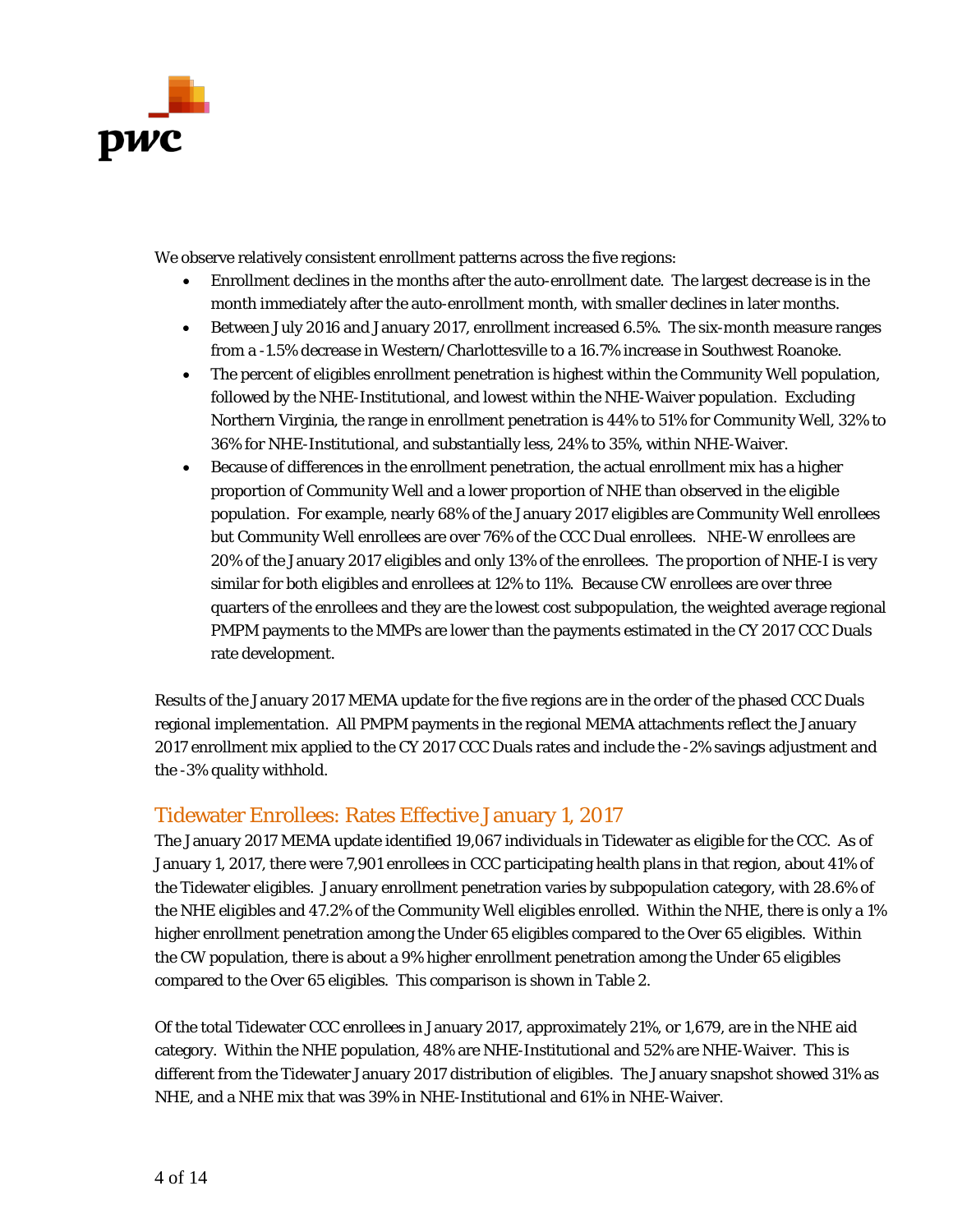We observe relatively consistent enrollment patterns across the five regions:

- Enrollment declines in the months after the auto-enrollment date. The largest decrease is in the month immediately after the auto-enrollment month, with smaller declines in later months.
- Between July 2016 and January 2017, enrollment increased 6.5%. The six-month measure ranges from a -1.5% decrease in Western/Charlottesville to a 16.7% increase in Southwest Roanoke.
- The percent of eligibles enrollment penetration is highest within the Community Well population, followed by the NHE-Institutional, and lowest within the NHE-Waiver population. Excluding Northern Virginia, the range in enrollment penetration is 44% to 51% for Community Well, 32% to 36% for NHE-Institutional, and substantially less, 24% to 35%, within NHE-Waiver.
- Because of differences in the enrollment penetration, the actual enrollment mix has a higher proportion of Community Well and a lower proportion of NHE than observed in the eligible population. For example, nearly 68% of the January 2017 eligibles are Community Well enrollees but Community Well enrollees are over 76% of the CCC Dual enrollees. NHE-W enrollees are 20% of the January 2017 eligibles and only 13% of the enrollees. The proportion of NHE-I is very similar for both eligibles and enrollees at 12% to 11%. Because CW enrollees are over three quarters of the enrollees and they are the lowest cost subpopulation, the weighted average regional PMPM payments to the MMPs are lower than the payments estimated in the CY 2017 CCC Duals rate development.

Results of the January 2017 MEMA update for the five regions are in the order of the phased CCC Duals regional implementation. All PMPM payments in the regional MEMA attachments reflect the January 2017 enrollment mix applied to the CY 2017 CCC Duals rates and include the -2% savings adjustment and the -3% quality withhold.

## Tidewater Enrollees: Rates Effective January 1, 2017

The January 2017 MEMA update identified 19,067 individuals in Tidewater as eligible for the CCC. As of January 1, 2017, there were 7,901 enrollees in CCC participating health plans in that region, about 41% of the Tidewater eligibles. January enrollment penetration varies by subpopulation category, with 28.6% of the NHE eligibles and 47.2% of the Community Well eligibles enrolled. Within the NHE, there is only a 1% higher enrollment penetration among the Under 65 eligibles compared to the Over 65 eligibles. Within the CW population, there is about a 9% higher enrollment penetration among the Under 65 eligibles compared to the Over 65 eligibles. This comparison is shown in Table 2.

Of the total Tidewater CCC enrollees in January 2017, approximately 21%, or 1,679, are in the NHE aid category. Within the NHE population, 48% are NHE-Institutional and 52% are NHE-Waiver. This is different from the Tidewater January 2017 distribution of eligibles. The January snapshot showed 31% as NHE, and a NHE mix that was 39% in NHE-Institutional and 61% in NHE-Waiver.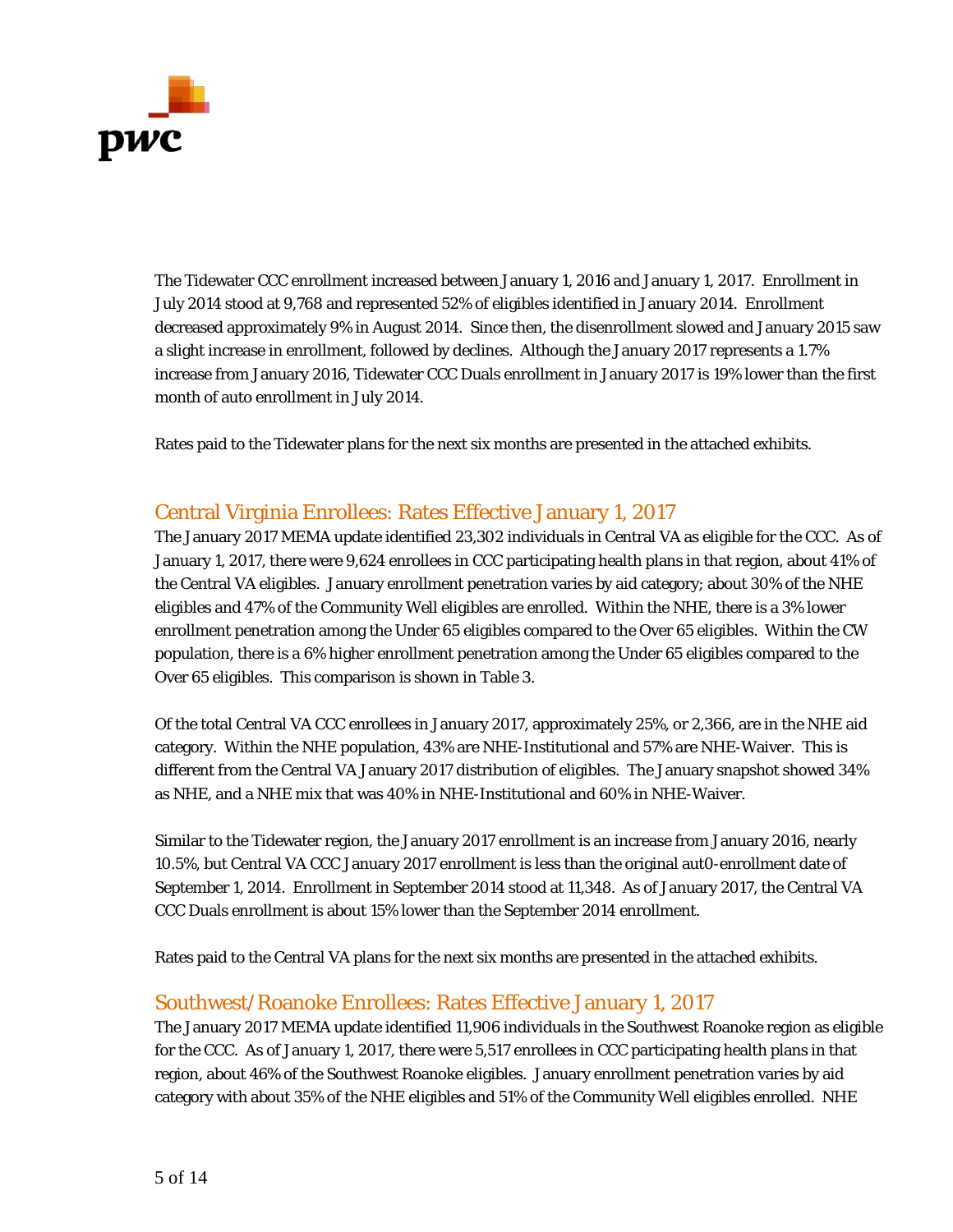The Tidewater CCC enrollment increased between January 1, 2016 and January 1, 2017. Enrollment in July 2014 stood at 9,768 and represented 52% of eligibles identified in January 2014. Enrollment decreased approximately 9% in August 2014. Since then, the disenrollment slowed and January 2015 saw a slight increase in enrollment, followed by declines. Although the January 2017 represents a 1.7% increase from January 2016, Tidewater CCC Duals enrollment in January 2017 is 19% lower than the first month of auto enrollment in July 2014.

Rates paid to the Tidewater plans for the next six months are presented in the attached exhibits.

## Central Virginia Enrollees: Rates Effective January 1, 2017

The January 2017 MEMA update identified 23,302 individuals in Central VA as eligible for the CCC. As of January 1, 2017, there were 9,624 enrollees in CCC participating health plans in that region, about 41% of the Central VA eligibles. January enrollment penetration varies by aid category; about 30% of the NHE eligibles and 47% of the Community Well eligibles are enrolled. Within the NHE, there is a 3% lower enrollment penetration among the Under 65 eligibles compared to the Over 65 eligibles. Within the CW population, there is a 6% higher enrollment penetration among the Under 65 eligibles compared to the Over 65 eligibles. This comparison is shown in Table 3.

Of the total Central VA CCC enrollees in January 2017, approximately 25%, or 2,366, are in the NHE aid category. Within the NHE population, 43% are NHE-Institutional and 57% are NHE-Waiver. This is different from the Central VA January 2017 distribution of eligibles. The January snapshot showed 34% as NHE, and a NHE mix that was 40% in NHE-Institutional and 60% in NHE-Waiver.

Similar to the Tidewater region, the January 2017 enrollment is an increase from January 2016, nearly 10.5%, but Central VA CCC January 2017 enrollment is less than the original aut0-enrollment date of September 1, 2014. Enrollment in September 2014 stood at 11,348. As of January 2017, the Central VA CCC Duals enrollment is about 15% lower than the September 2014 enrollment.

Rates paid to the Central VA plans for the next six months are presented in the attached exhibits.

## Southwest/Roanoke Enrollees: Rates Effective January 1, 2017

The January 2017 MEMA update identified 11,906 individuals in the Southwest Roanoke region as eligible for the CCC. As of January 1, 2017, there were 5,517 enrollees in CCC participating health plans in that region, about 46% of the Southwest Roanoke eligibles. January enrollment penetration varies by aid category with about 35% of the NHE eligibles and 51% of the Community Well eligibles enrolled. NHE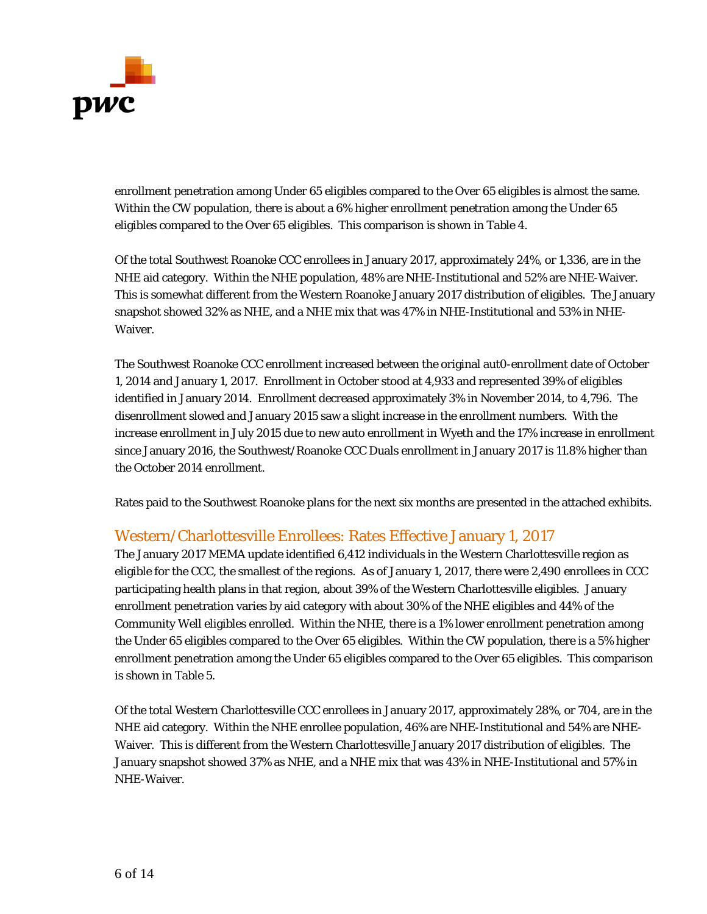enrollment penetration among Under 65 eligibles compared to the Over 65 eligibles is almost the same. Within the CW population, there is about a 6% higher enrollment penetration among the Under 65 eligibles compared to the Over 65 eligibles. This comparison is shown in Table 4.

Of the total Southwest Roanoke CCC enrollees in January 2017, approximately 24%, or 1,336, are in the NHE aid category. Within the NHE population, 48% are NHE-Institutional and 52% are NHE-Waiver. This is somewhat different from the Western Roanoke January 2017 distribution of eligibles. The January snapshot showed 32% as NHE, and a NHE mix that was 47% in NHE-Institutional and 53% in NHE-Waiver.

The Southwest Roanoke CCC enrollment increased between the original aut0-enrollment date of October 1, 2014 and January 1, 2017. Enrollment in October stood at 4,933 and represented 39% of eligibles identified in January 2014. Enrollment decreased approximately 3% in November 2014, to 4,796. The disenrollment slowed and January 2015 saw a slight increase in the enrollment numbers. With the increase enrollment in July 2015 due to new auto enrollment in Wyeth and the 17% increase in enrollment since January 2016, the Southwest/Roanoke CCC Duals enrollment in January 2017 is 11.8% higher than the October 2014 enrollment.

Rates paid to the Southwest Roanoke plans for the next six months are presented in the attached exhibits.

## Western/Charlottesville Enrollees: Rates Effective January 1, 2017

The January 2017 MEMA update identified 6,412 individuals in the Western Charlottesville region as eligible for the CCC, the smallest of the regions. As of January 1, 2017, there were 2,490 enrollees in CCC participating health plans in that region, about 39% of the Western Charlottesville eligibles. January enrollment penetration varies by aid category with about 30% of the NHE eligibles and 44% of the Community Well eligibles enrolled. Within the NHE, there is a 1% lower enrollment penetration among the Under 65 eligibles compared to the Over 65 eligibles. Within the CW population, there is a 5% higher enrollment penetration among the Under 65 eligibles compared to the Over 65 eligibles. This comparison is shown in Table 5.

Of the total Western Charlottesville CCC enrollees in January 2017, approximately 28%, or 704, are in the NHE aid category. Within the NHE enrollee population, 46% are NHE-Institutional and 54% are NHE-Waiver. This is different from the Western Charlottesville January 2017 distribution of eligibles. The January snapshot showed 37% as NHE, and a NHE mix that was 43% in NHE-Institutional and 57% in NHE-Waiver.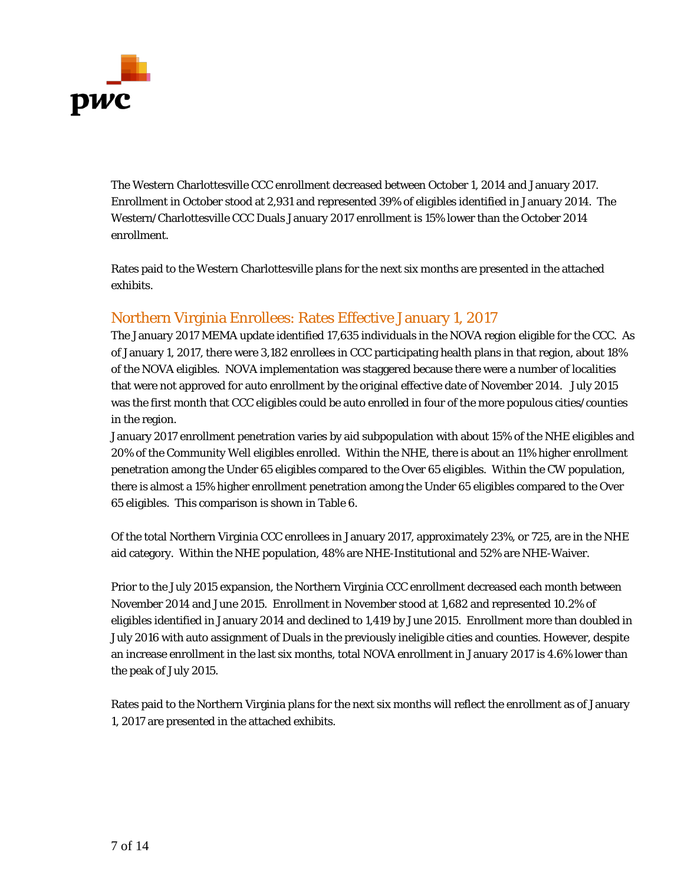The Western Charlottesville CCC enrollment decreased between October 1, 2014 and January 2017. Enrollment in October stood at 2,931 and represented 39% of eligibles identified in January 2014. The Western/Charlottesville CCC Duals January 2017 enrollment is 15% lower than the October 2014 enrollment.

Rates paid to the Western Charlottesville plans for the next six months are presented in the attached exhibits.

## Northern Virginia Enrollees: Rates Effective January 1, 2017

The January 2017 MEMA update identified 17,635 individuals in the NOVA region eligible for the CCC. As of January 1, 2017, there were 3,182 enrollees in CCC participating health plans in that region, about 18% of the NOVA eligibles. NOVA implementation was staggered because there were a number of localities that were not approved for auto enrollment by the original effective date of November 2014. July 2015 was the first month that CCC eligibles could be auto enrolled in four of the more populous cities/counties in the region.

January 2017 enrollment penetration varies by aid subpopulation with about 15% of the NHE eligibles and 20% of the Community Well eligibles enrolled. Within the NHE, there is about an 11% higher enrollment penetration among the Under 65 eligibles compared to the Over 65 eligibles. Within the CW population, there is almost a 15% higher enrollment penetration among the Under 65 eligibles compared to the Over 65 eligibles. This comparison is shown in Table 6.

Of the total Northern Virginia CCC enrollees in January 2017, approximately 23%, or 725, are in the NHE aid category. Within the NHE population, 48% are NHE-Institutional and 52% are NHE-Waiver.

Prior to the July 2015 expansion, the Northern Virginia CCC enrollment decreased each month between November 2014 and June 2015. Enrollment in November stood at 1,682 and represented 10.2% of eligibles identified in January 2014 and declined to 1,419 by June 2015. Enrollment more than doubled in July 2016 with auto assignment of Duals in the previously ineligible cities and counties. However, despite an increase enrollment in the last six months, total NOVA enrollment in January 2017 is 4.6% lower than the peak of July 2015.

Rates paid to the Northern Virginia plans for the next six months will reflect the enrollment as of January 1, 2017 are presented in the attached exhibits.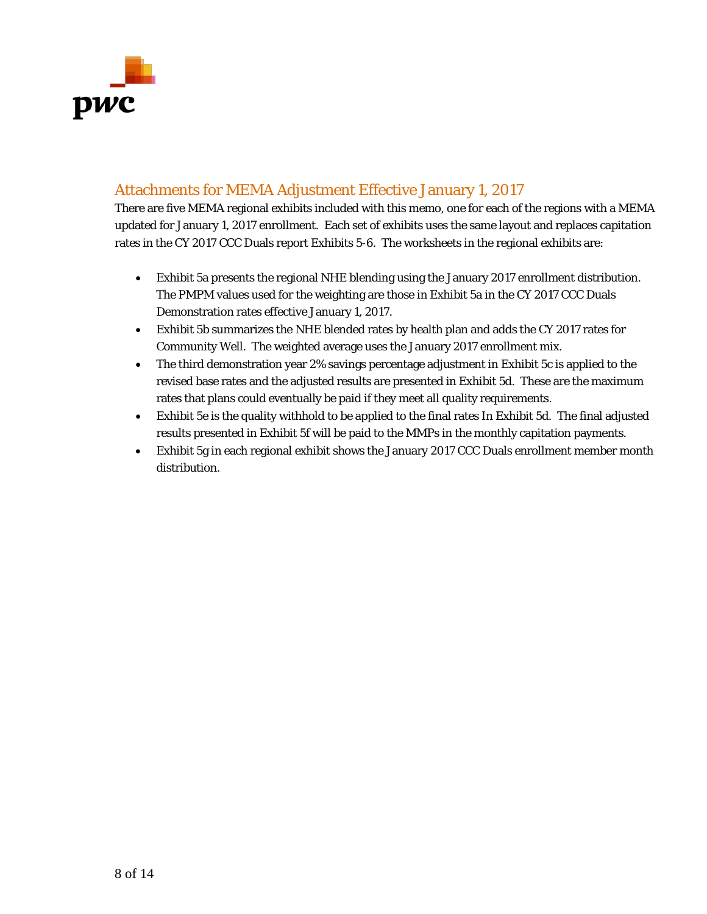## Attachments for MEMA Adjustment Effective January 1, 2017

There are five MEMA regional exhibits included with this memo, one for each of the regions with a MEMA updated for January 1, 2017 enrollment. Each set of exhibits uses the same layout and replaces capitation rates in the CY 2017 CCC Duals report Exhibits 5-6. The worksheets in the regional exhibits are:

- Exhibit 5a presents the regional NHE blending using the January 2017 enrollment distribution. The PMPM values used for the weighting are those in Exhibit 5a in the CY 2017 CCC Duals Demonstration rates effective January 1, 2017.
- Exhibit 5b summarizes the NHE blended rates by health plan and adds the CY 2017 rates for Community Well. The weighted average uses the January 2017 enrollment mix.
- The third demonstration year 2% savings percentage adjustment in Exhibit 5c is applied to the revised base rates and the adjusted results are presented in Exhibit 5d. These are the maximum rates that plans could eventually be paid if they meet all quality requirements.
- Exhibit 5e is the quality withhold to be applied to the final rates In Exhibit 5d. The final adjusted results presented in Exhibit 5f will be paid to the MMPs in the monthly capitation payments.
- Exhibit 5g in each regional exhibit shows the January 2017 CCC Duals enrollment member month distribution.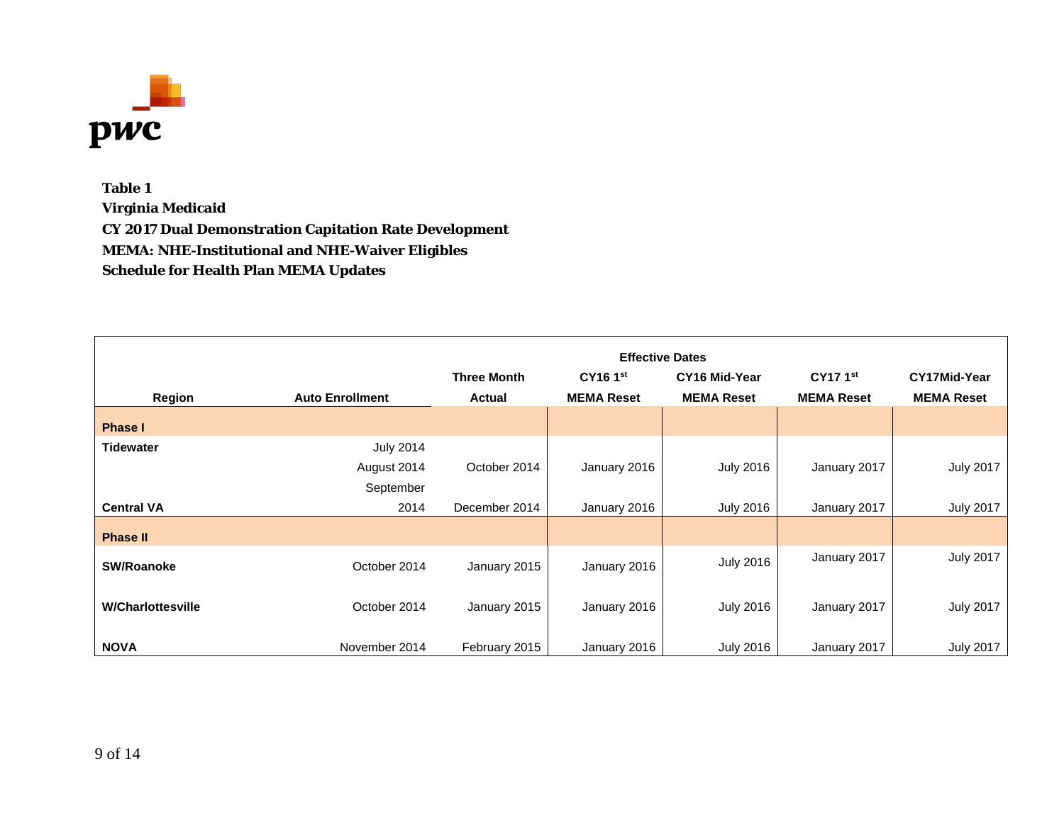**Table 1**
**Virginia Medicaid**
**CY 2017 Dual Demonstration Capitation Rate Development**
**MEMA: NHE-Institutional and NHE-Waiver Eligibles**
**Schedule for Health Plan MEMA Updates**

| | | Effective Dates | | | | |
|---|---|---|---|---|---|---|
| **Region** | **Auto Enrollment** | **Three Month Actual** | **CY16 1st MEMA Reset** | **CY16 Mid-Year MEMA Reset** | **CY17 1st MEMA Reset** | **CY17Mid-Year MEMA Reset** |
| **Phase I** | | | | | | |
| **Tidewater** | July 2014<br>August 2014 | October 2014 | January 2016 | July 2016 | January 2017 | July 2017 |
| **Central VA** | September 2014 | December 2014 | January 2016 | July 2016 | January 2017 | July 2017 |
| **Phase II** | | | | | | |
| **SW/Roanoke** | October 2014 | January 2015 | January 2016 | July 2016 | January 2017 | July 2017 |
| **W/Charlottesville** | October 2014 | January 2015 | January 2016 | July 2016 | January 2017 | July 2017 |
| **NOVA** | November 2014 | February 2015 | January 2016 | July 2016 | January 2017 | July 2017 |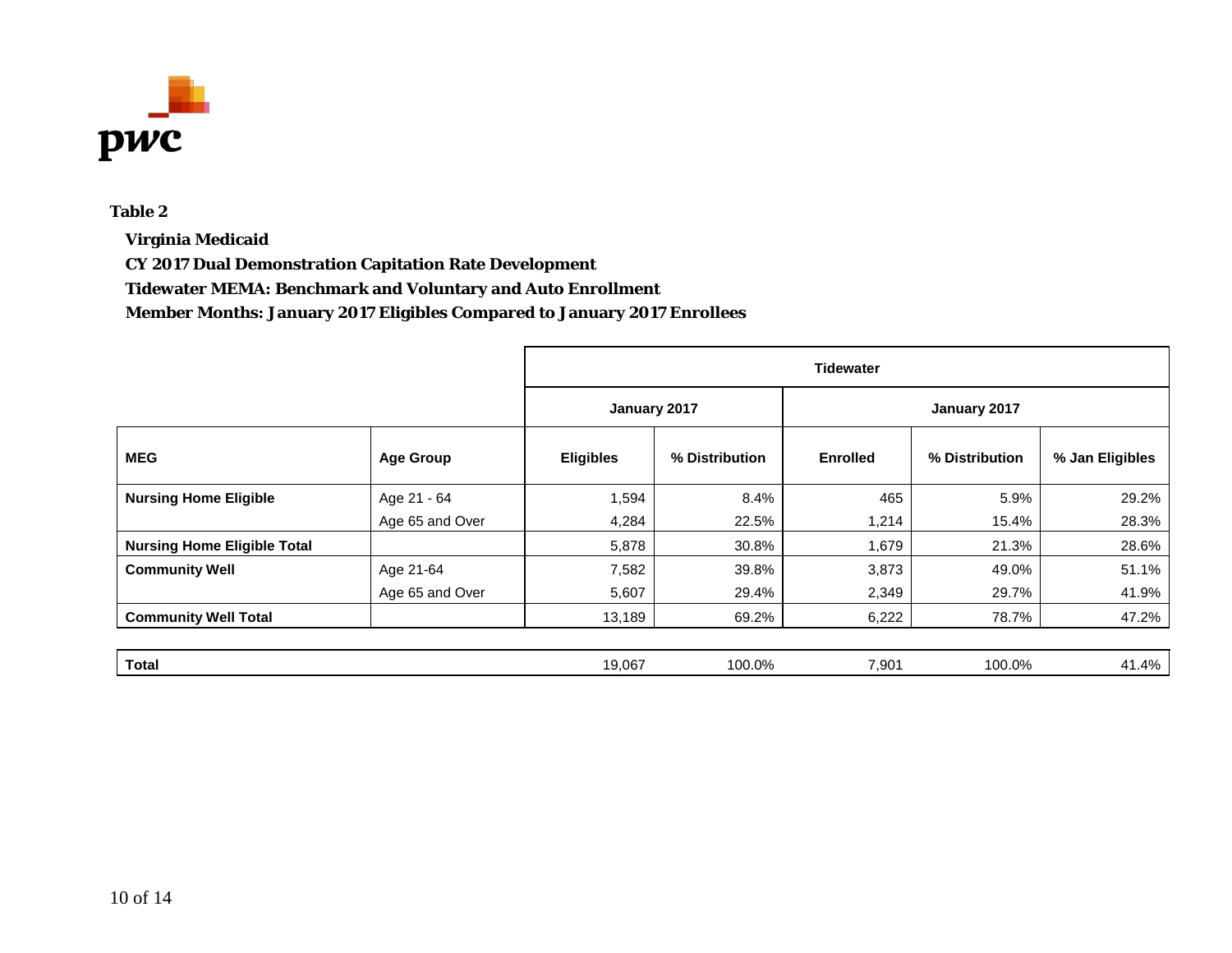**Table 2**

**Virginia Medicaid**

**CY 2017 Dual Demonstration Capitation Rate Development**

**Tidewater MEMA: Benchmark and Voluntary and Auto Enrollment**

**Member Months: January 2017 Eligibles Compared to January 2017 Enrollees**

| | | Tidewater | | | | |
|---|---|---|---|---|---|---|
| | | January 2017 | | January 2017 | | |
| **MEG** | **Age Group** | **Eligibles** | **% Distribution** | **Enrolled** | **% Distribution** | **% Jan Eligibles** |
| **Nursing Home Eligible** | Age 21 - 64 | 1,594 | 8.4% | 465 | 5.9% | 29.2% |
| | Age 65 and Over | 4,284 | 22.5% | 1,214 | 15.4% | 28.3% |
| **Nursing Home Eligible Total** | | 5,878 | 30.8% | 1,679 | 21.3% | 28.6% |
| **Community Well** | Age 21-64 | 7,582 | 39.8% | 3,873 | 49.0% | 51.1% |
| | Age 65 and Over | 5,607 | 29.4% | 2,349 | 29.7% | 41.9% |
| **Community Well Total** | | 13,189 | 69.2% | 6,222 | 78.7% | 47.2% |
| **Total** | | 19,067 | 100.0% | 7,901 | 100.0% | 41.4% |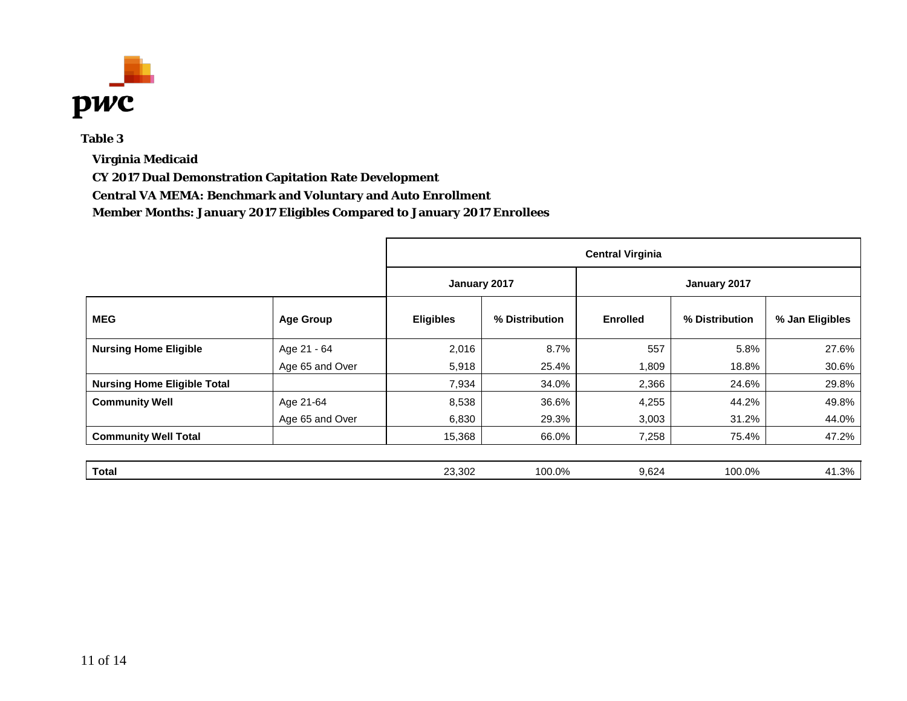**Table 3**

**Virginia Medicaid**

**CY 2017 Dual Demonstration Capitation Rate Development**

**Central VA MEMA: Benchmark and Voluntary and Auto Enrollment**

**Member Months: January 2017 Eligibles Compared to January 2017 Enrollees**

| | | Central Virginia | | | | |
|---|---|---|---|---|---|---|
| | | January 2017 | | January 2017 | | |
| **MEG** | **Age Group** | **Eligibles** | **% Distribution** | **Enrolled** | **% Distribution** | **% Jan Eligibles** |
| **Nursing Home Eligible** | Age 21 - 64 | 2,016 | 8.7% | 557 | 5.8% | 27.6% |
| | Age 65 and Over | 5,918 | 25.4% | 1,809 | 18.8% | 30.6% |
| **Nursing Home Eligible Total** | | 7,934 | 34.0% | 2,366 | 24.6% | 29.8% |
| **Community Well** | Age 21-64 | 8,538 | 36.6% | 4,255 | 44.2% | 49.8% |
| | Age 65 and Over | 6,830 | 29.3% | 3,003 | 31.2% | 44.0% |
| **Community Well Total** | | 15,368 | 66.0% | 7,258 | 75.4% | 47.2% |
| **Total** | | 23,302 | 100.0% | 9,624 | 100.0% | 41.3% |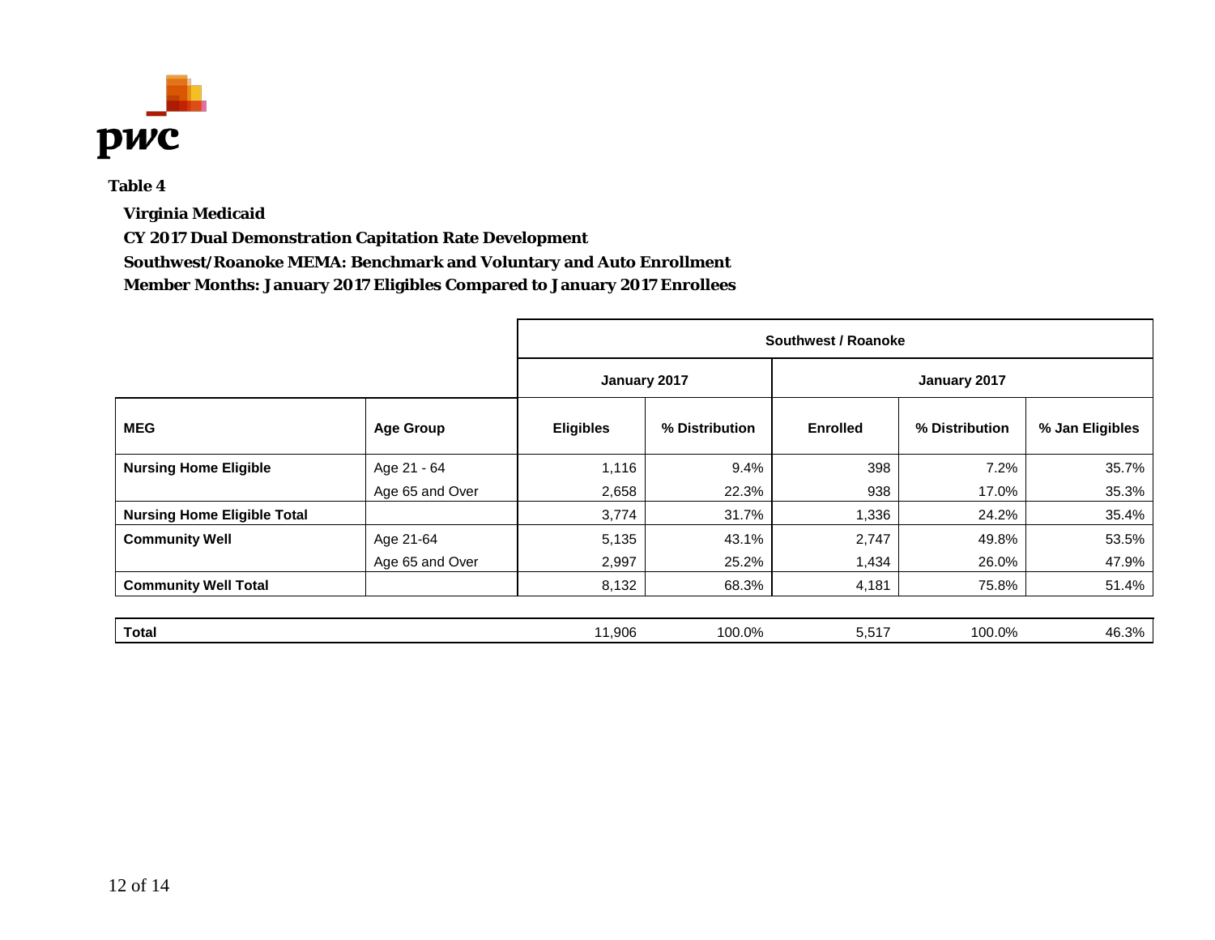**Table 4**

**Virginia Medicaid**

**CY 2017 Dual Demonstration Capitation Rate Development**

**Southwest/Roanoke MEMA: Benchmark and Voluntary and Auto Enrollment**

**Member Months: January 2017 Eligibles Compared to January 2017 Enrollees**

| | | Southwest / Roanoke | | | | |
|---|---|---|---|---|---|---|
| | | January 2017 | | January 2017 | | |
| **MEG** | **Age Group** | **Eligibles** | **% Distribution** | **Enrolled** | **% Distribution** | **% Jan Eligibles** |
| **Nursing Home Eligible** | Age 21 - 64 | 1,116 | 9.4% | 398 | 7.2% | 35.7% |
| | Age 65 and Over | 2,658 | 22.3% | 938 | 17.0% | 35.3% |
| **Nursing Home Eligible Total** | | 3,774 | 31.7% | 1,336 | 24.2% | 35.4% |
| **Community Well** | Age 21-64 | 5,135 | 43.1% | 2,747 | 49.8% | 53.5% |
| | Age 65 and Over | 2,997 | 25.2% | 1,434 | 26.0% | 47.9% |
| **Community Well Total** | | 8,132 | 68.3% | 4,181 | 75.8% | 51.4% |
| **Total** | | 11,906 | 100.0% | 5,517 | 100.0% | 46.3% |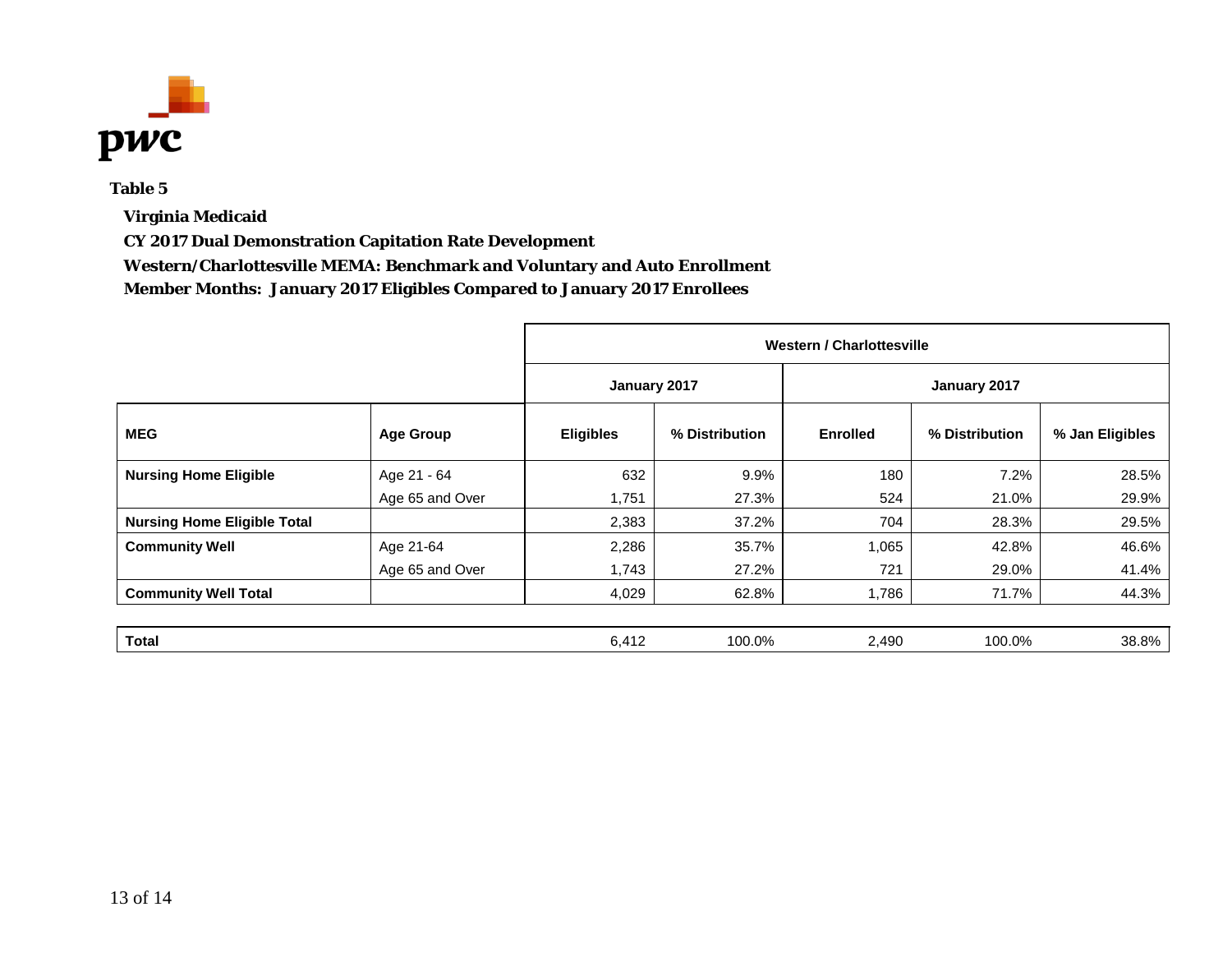**Table 5**

**Virginia Medicaid**

**CY 2017 Dual Demonstration Capitation Rate Development**

**Western/Charlottesville MEMA: Benchmark and Voluntary and Auto Enrollment**

**Member Months: January 2017 Eligibles Compared to January 2017 Enrollees**

| | | Western / Charlottesville | | | | |
|---|---|---|---|---|---|---|
| | | January 2017 | | January 2017 | | |
| **MEG** | **Age Group** | **Eligibles** | **% Distribution** | **Enrolled** | **% Distribution** | **% Jan Eligibles** |
| **Nursing Home Eligible** | Age 21 - 64 | 632 | 9.9% | 180 | 7.2% | 28.5% |
| | Age 65 and Over | 1,751 | 27.3% | 524 | 21.0% | 29.9% |
| **Nursing Home Eligible Total** | | 2,383 | 37.2% | 704 | 28.3% | 29.5% |
| **Community Well** | Age 21-64 | 2,286 | 35.7% | 1,065 | 42.8% | 46.6% |
| | Age 65 and Over | 1,743 | 27.2% | 721 | 29.0% | 41.4% |
| **Community Well Total** | | 4,029 | 62.8% | 1,786 | 71.7% | 44.3% |
| **Total** | | 6,412 | 100.0% | 2,490 | 100.0% | 38.8% |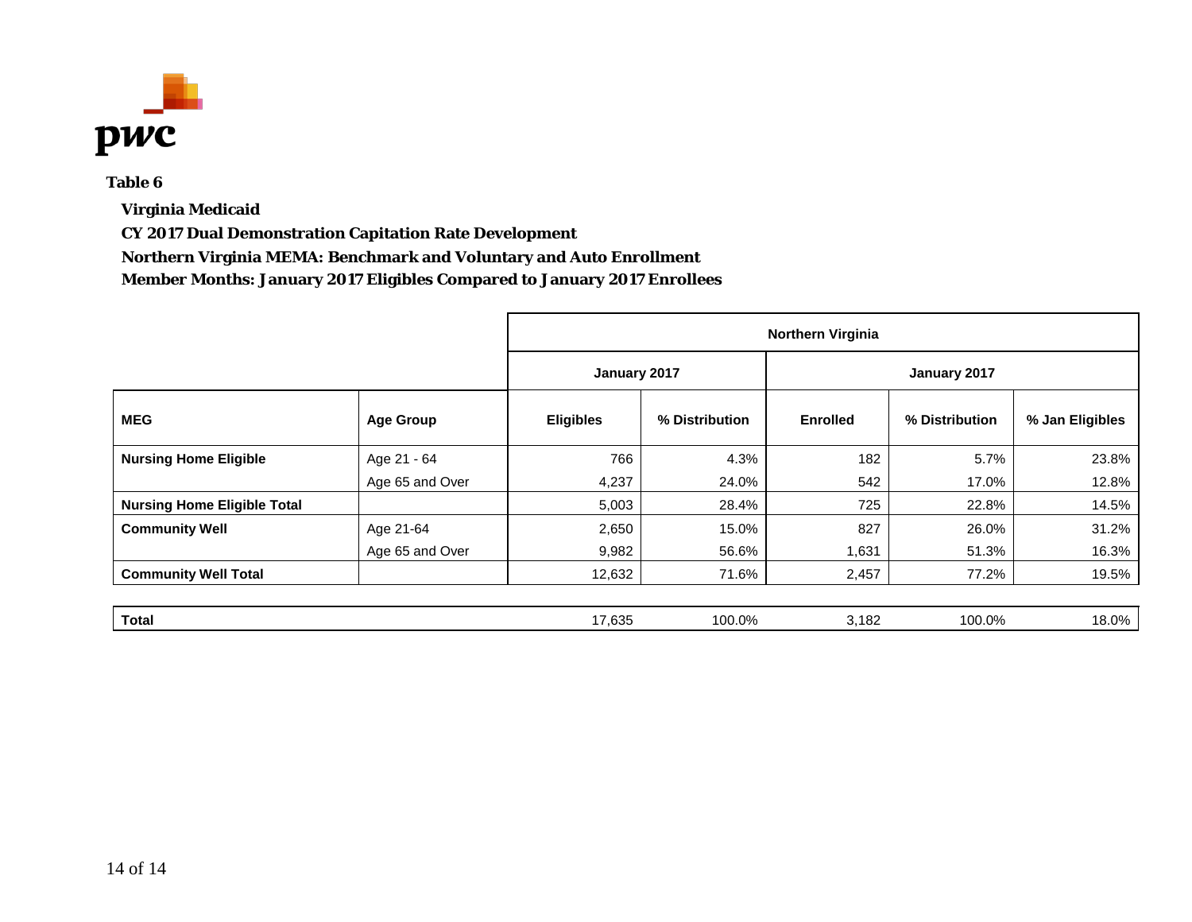**Table 6**

**Virginia Medicaid**

**CY 2017 Dual Demonstration Capitation Rate Development**

**Northern Virginia MEMA: Benchmark and Voluntary and Auto Enrollment**

**Member Months: January 2017 Eligibles Compared to January 2017 Enrollees**

| | | Northern Virginia | | | | |
|---|---|---|---|---|---|---|
| | | January 2017 | | January 2017 | | |
| **MEG** | **Age Group** | **Eligibles** | **% Distribution** | **Enrolled** | **% Distribution** | **% Jan Eligibles** |
| **Nursing Home Eligible** | Age 21 - 64 | 766 | 4.3% | 182 | 5.7% | 23.8% |
| | Age 65 and Over | 4,237 | 24.0% | 542 | 17.0% | 12.8% |
| **Nursing Home Eligible Total** | | 5,003 | 28.4% | 725 | 22.8% | 14.5% |
| **Community Well** | Age 21-64 | 2,650 | 15.0% | 827 | 26.0% | 31.2% |
| | Age 65 and Over | 9,982 | 56.6% | 1,631 | 51.3% | 16.3% |
| **Community Well Total** | | 12,632 | 71.6% | 2,457 | 77.2% | 19.5% |
| **Total** | | 17,635 | 100.0% | 3,182 | 100.0% | 18.0% |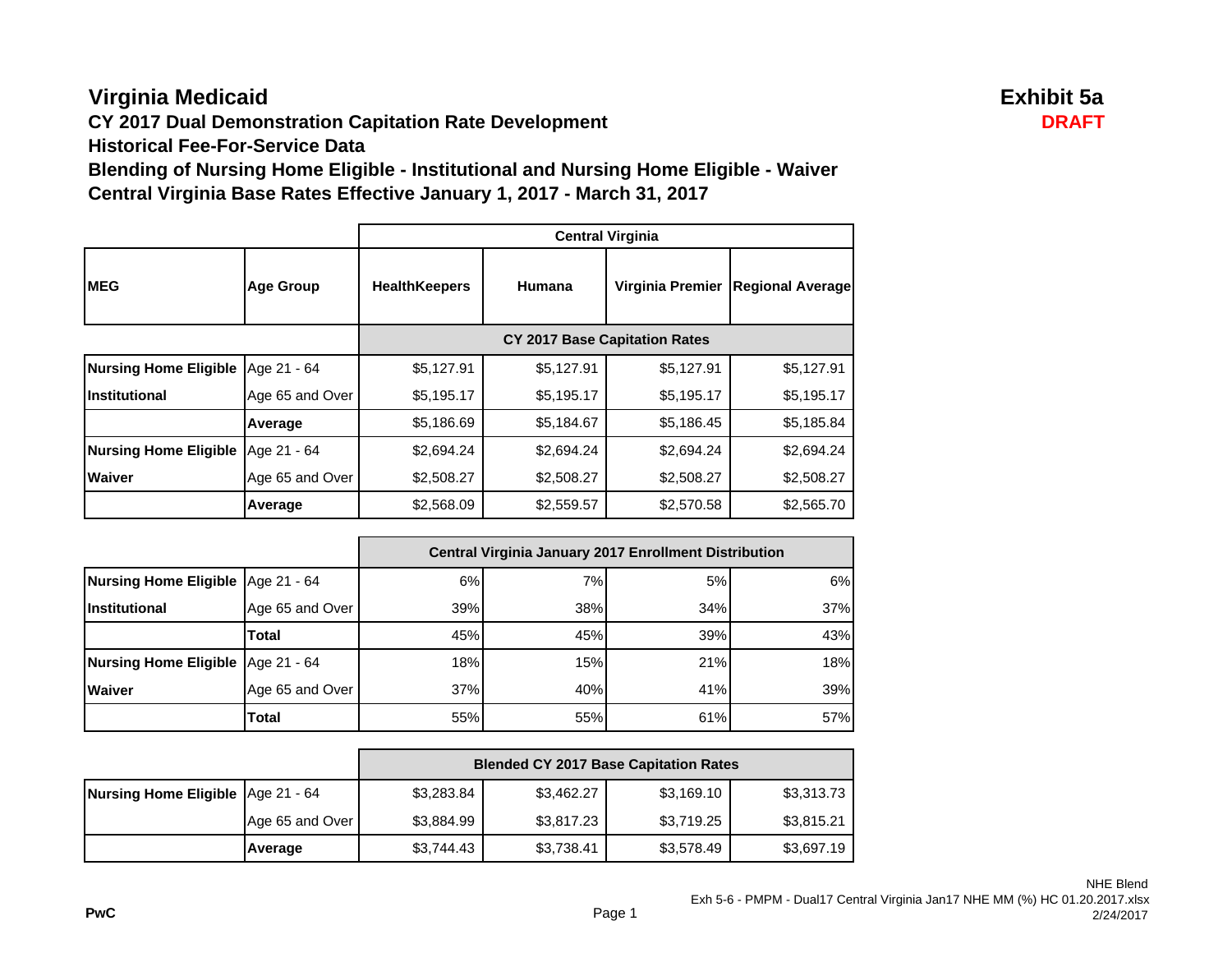# Virginia Medicaid

**Exhibit 5a**

**DRAFT**

## CY 2017 Dual Demonstration Capitation Rate Development

## Historical Fee-For-Service Data

## Blending of Nursing Home Eligible - Institutional and Nursing Home Eligible - Waiver

## Central Virginia Base Rates Effective January 1, 2017 - March 31, 2017

| | | Central Virginia | | | |
|---|---|---|---|---|---|
| **MEG** | **Age Group** | **HealthKeepers** | **Humana** | **Virginia Premier** | **Regional Average** |
| | | **CY 2017 Base Capitation Rates** | | | |
| **Nursing Home Eligible** | Age 21 - 64 | $5,127.91 | $5,127.91 | $5,127.91 | $5,127.91 |
| **Institutional** | Age 65 and Over | $5,195.17 | $5,195.17 | $5,195.17 | $5,195.17 |
| | **Average** | $5,186.69 | $5,184.67 | $5,186.45 | $5,185.84 |
| **Nursing Home Eligible** | Age 21 - 64 | $2,694.24 | $2,694.24 | $2,694.24 | $2,694.24 |
| **Waiver** | Age 65 and Over | $2,508.27 | $2,508.27 | $2,508.27 | $2,508.27 |
| | **Average** | $2,568.09 | $2,559.57 | $2,570.58 | $2,565.70 |

| | | **Central Virginia January 2017 Enrollment Distribution** | | | |
|---|---|---|---|---|---|
| **Nursing Home Eligible** | Age 21 - 64 | 6% | 7% | 5% | 6% |
| **Institutional** | Age 65 and Over | 39% | 38% | 34% | 37% |
| | **Total** | 45% | 45% | 39% | 43% |
| **Nursing Home Eligible** | Age 21 - 64 | 18% | 15% | 21% | 18% |
| **Waiver** | Age 65 and Over | 37% | 40% | 41% | 39% |
| | **Total** | 55% | 55% | 61% | 57% |

| | | **Blended CY 2017 Base Capitation Rates** | | | |
|---|---|---|---|---|---|
| **Nursing Home Eligible** | Age 21 - 64 | $3,283.84 | $3,462.27 | $3,169.10 | $3,313.73 |
| | Age 65 and Over | $3,884.99 | $3,817.23 | $3,719.25 | $3,815.21 |
| | **Average** | $3,744.43 | $3,738.41 | $3,578.49 | $3,697.19 |

PwC

NHE Blend
Exh 5-6 - PMPM - Dual17 Central Virginia Jan17 NHE MM (%) HC 01.20.2017.xlsx
2/24/2017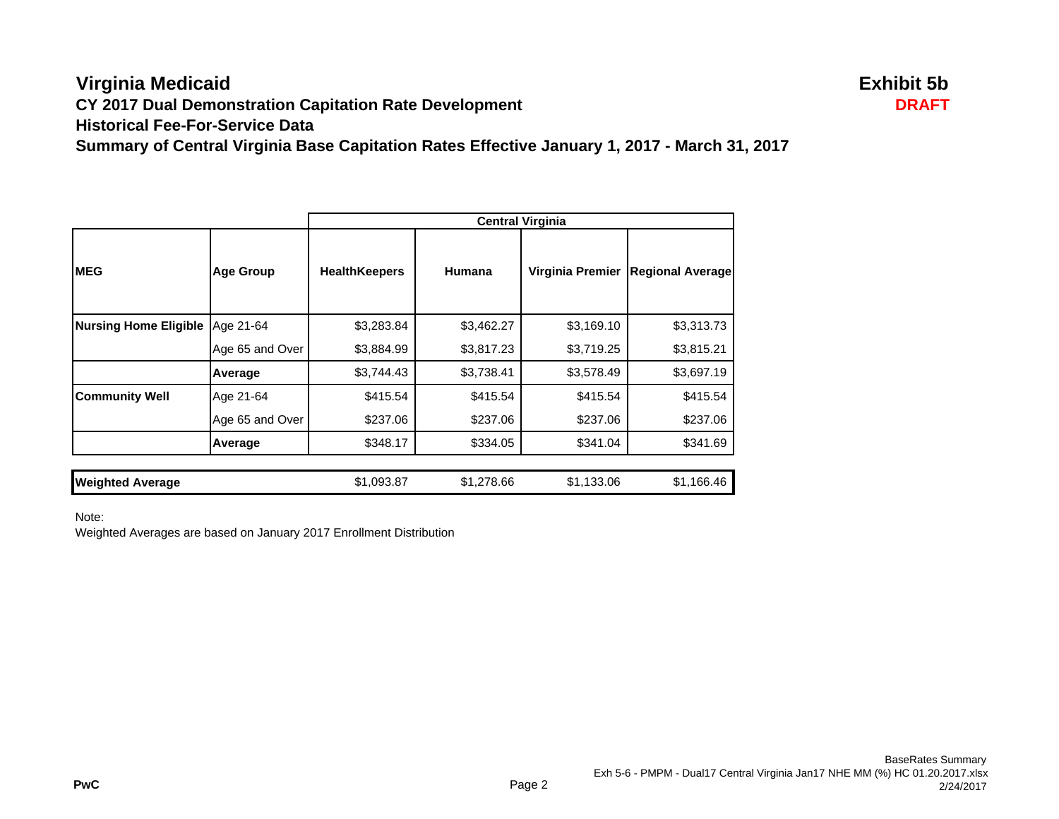# Virginia Medicaid

**Exhibit 5b**

**DRAFT**

## CY 2017 Dual Demonstration Capitation Rate Development

## Historical Fee-For-Service Data

## Summary of Central Virginia Base Capitation Rates Effective January 1, 2017 - March 31, 2017

| | | Central Virginia | | | |
|---|---|---|---|---|---|
| **MEG** | **Age Group** | **HealthKeepers** | **Humana** | **Virginia Premier** | **Regional Average** |
| **Nursing Home Eligible** | Age 21-64 | $3,283.84 | $3,462.27 | $3,169.10 | $3,313.73 |
| | Age 65 and Over | $3,884.99 | $3,817.23 | $3,719.25 | $3,815.21 |
| | **Average** | $3,744.43 | $3,738.41 | $3,578.49 | $3,697.19 |
| **Community Well** | Age 21-64 | $415.54 | $415.54 | $415.54 | $415.54 |
| | Age 65 and Over | $237.06 | $237.06 | $237.06 | $237.06 |
| | **Average** | $348.17 | $334.05 | $341.04 | $341.69 |
| **Weighted Average** | | $1,093.87 | $1,278.66 | $1,133.06 | $1,166.46 |

Note:
Weighted Averages are based on January 2017 Enrollment Distribution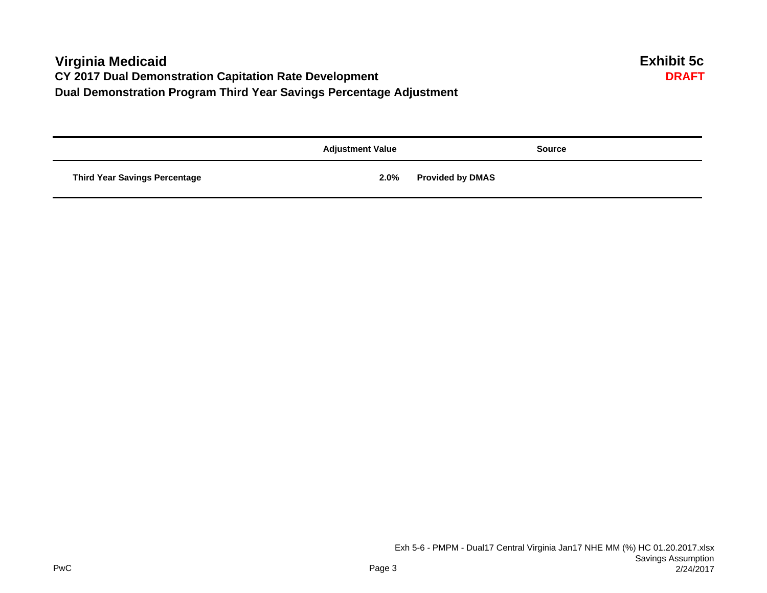# Virginia Medicaid

**Exhibit 5c**

**DRAFT**

## CY 2017 Dual Demonstration Capitation Rate Development

## Dual Demonstration Program Third Year Savings Percentage Adjustment

| | Adjustment Value | Source |
|---|---|---|
| **Third Year Savings Percentage** | **2.0%** | **Provided by DMAS** |

Exh 5-6 - PMPM - Dual17 Central Virginia Jan17 NHE MM (%) HC 01.20.2017.xlsx
Savings Assumption
2/24/2017

PwC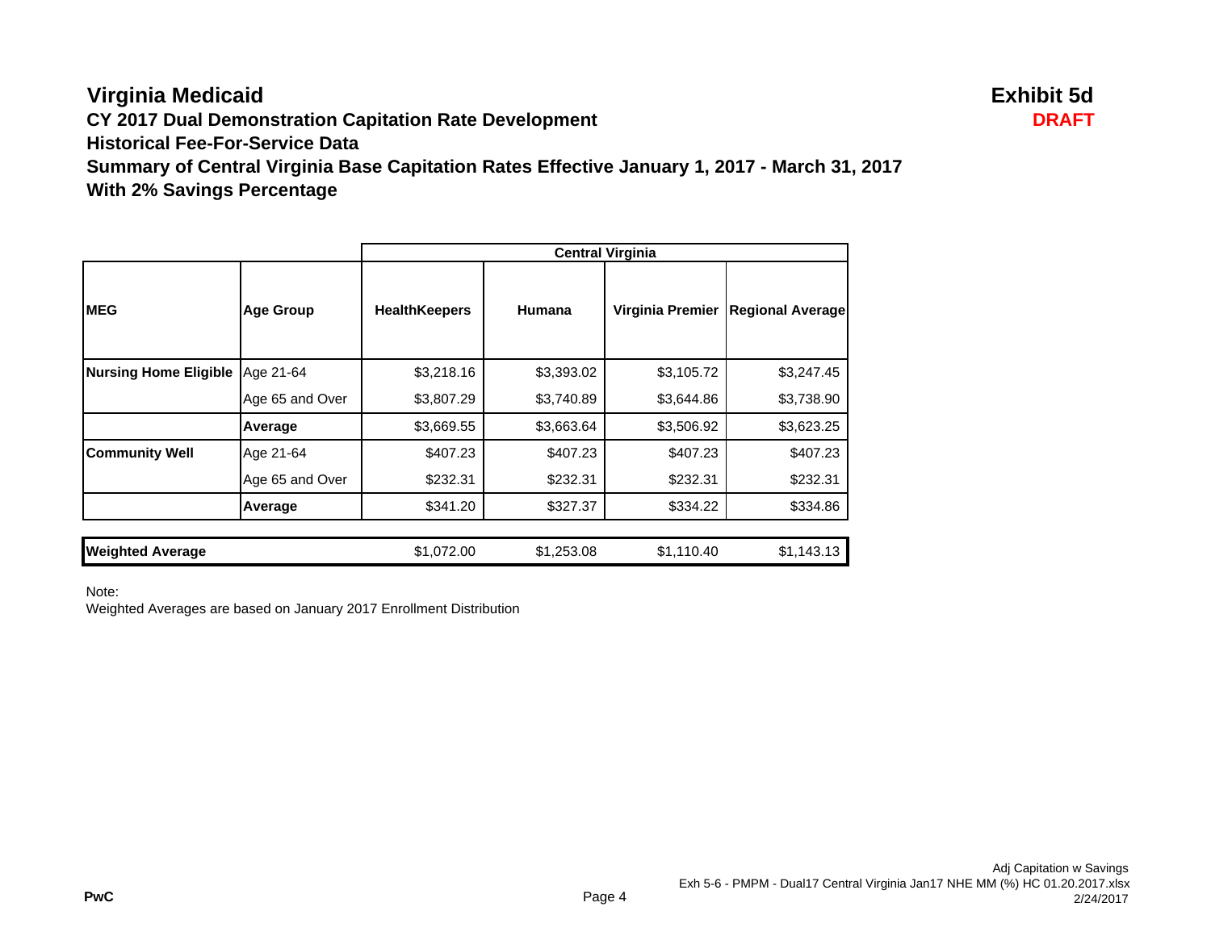# Virginia Medicaid

**Exhibit 5d**

**DRAFT**

## CY 2017 Dual Demonstration Capitation Rate Development
## Historical Fee-For-Service Data
## Summary of Central Virginia Base Capitation Rates Effective January 1, 2017 - March 31, 2017
## With 2% Savings Percentage

| | | Central Virginia | | | |
|---|---|---|---|---|---|
| **MEG** | **Age Group** | **HealthKeepers** | **Humana** | **Virginia Premier** | **Regional Average** |
| **Nursing Home Eligible** | Age 21-64 | $3,218.16 | $3,393.02 | $3,105.72 | $3,247.45 |
| | Age 65 and Over | $3,807.29 | $3,740.89 | $3,644.86 | $3,738.90 |
| | **Average** | $3,669.55 | $3,663.64 | $3,506.92 | $3,623.25 |
| **Community Well** | Age 21-64 | $407.23 | $407.23 | $407.23 | $407.23 |
| | Age 65 and Over | $232.31 | $232.31 | $232.31 | $232.31 |
| | **Average** | $341.20 | $327.37 | $334.22 | $334.86 |
| **Weighted Average** | | $1,072.00 | $1,253.08 | $1,110.40 | $1,143.13 |

Note:
Weighted Averages are based on January 2017 Enrollment Distribution

Adj Capitation w Savings
Exh 5-6 - PMPM - Dual17 Central Virginia Jan17 NHE MM (%) HC 01.20.2017.xlsx
2/24/2017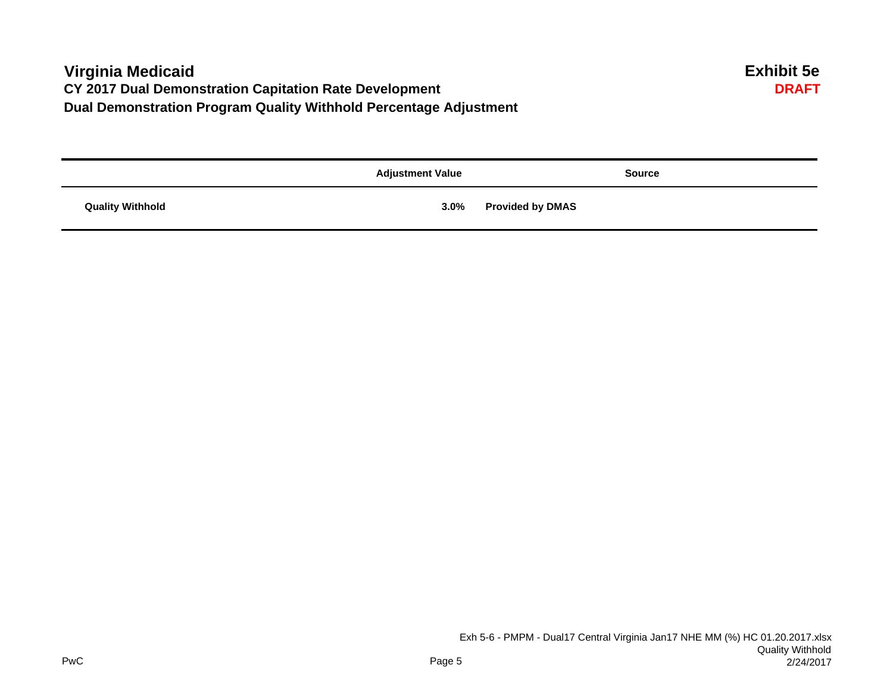# Virginia Medicaid

**Exhibit 5e**

**DRAFT**

## CY 2017 Dual Demonstration Capitation Rate Development

## Dual Demonstration Program Quality Withhold Percentage Adjustment

| | Adjustment Value | Source |
|---|---|---|
| **Quality Withhold** | **3.0%** | **Provided by DMAS** |

Exh 5-6 - PMPM - Dual17 Central Virginia Jan17 NHE MM (%) HC 01.20.2017.xlsx
Quality Withhold
2/24/2017

PwC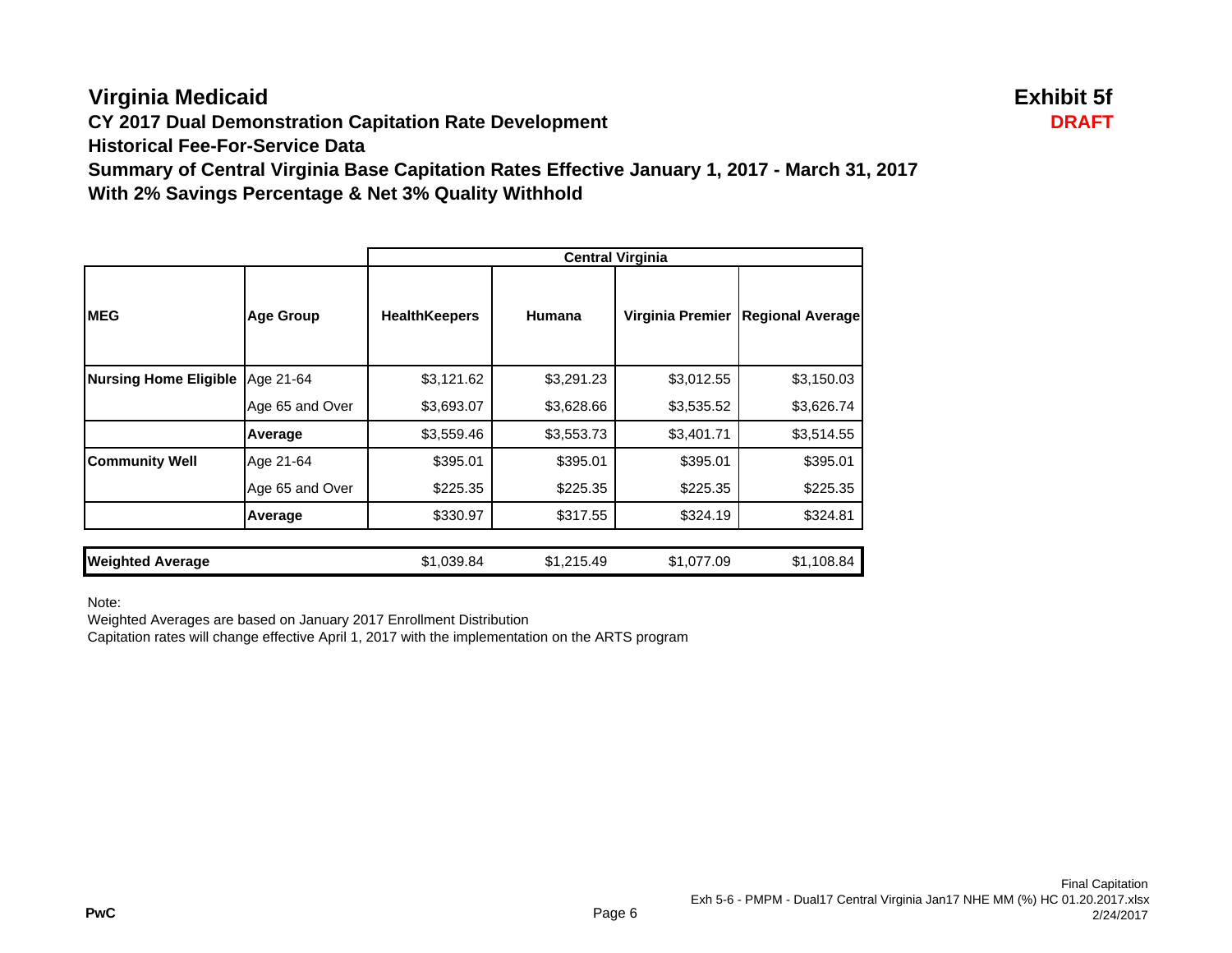# Virginia Medicaid

**Exhibit 5f**

**DRAFT**

### CY 2017 Dual Demonstration Capitation Rate Development
### Historical Fee-For-Service Data
### Summary of Central Virginia Base Capitation Rates Effective January 1, 2017 - March 31, 2017
### With 2% Savings Percentage & Net 3% Quality Withhold

| | | Central Virginia | | | |
|---|---|---|---|---|---|
| **MEG** | **Age Group** | **HealthKeepers** | **Humana** | **Virginia Premier** | **Regional Average** |
| **Nursing Home Eligible** | Age 21-64 | $3,121.62 | $3,291.23 | $3,012.55 | $3,150.03 |
| | Age 65 and Over | $3,693.07 | $3,628.66 | $3,535.52 | $3,626.74 |
| | **Average** | $3,559.46 | $3,553.73 | $3,401.71 | $3,514.55 |
| **Community Well** | Age 21-64 | $395.01 | $395.01 | $395.01 | $395.01 |
| | Age 65 and Over | $225.35 | $225.35 | $225.35 | $225.35 |
| | **Average** | $330.97 | $317.55 | $324.19 | $324.81 |
| **Weighted Average** | | $1,039.84 | $1,215.49 | $1,077.09 | $1,108.84 |

Note:

Weighted Averages are based on January 2017 Enrollment Distribution

Capitation rates will change effective April 1, 2017 with the implementation on the ARTS program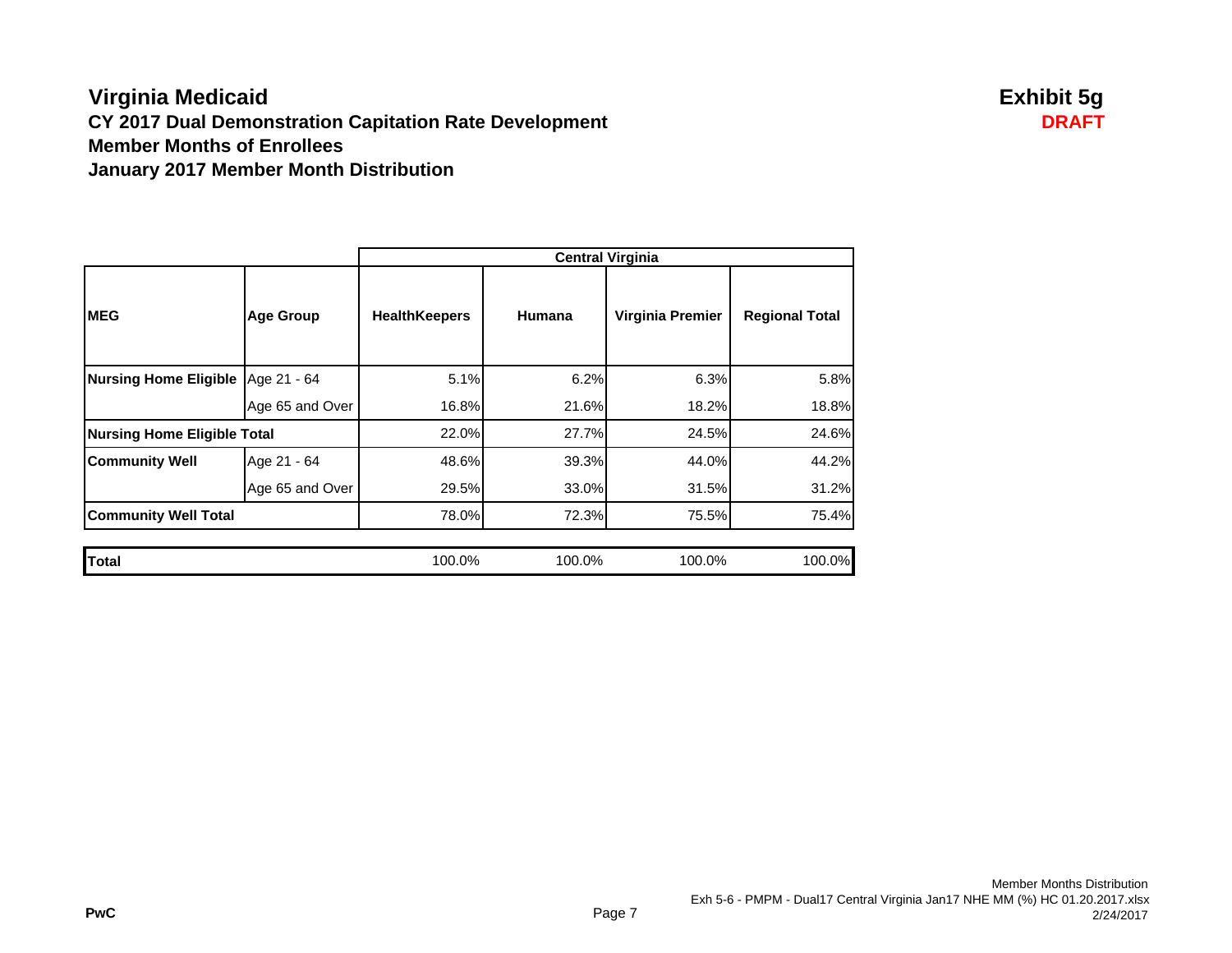# Virginia Medicaid

**Exhibit 5g**

**DRAFT**

## CY 2017 Dual Demonstration Capitation Rate Development
## Member Months of Enrollees
## January 2017 Member Month Distribution

| | | Central Virginia | | | |
|---|---|---|---|---|---|
| **MEG** | **Age Group** | **HealthKeepers** | **Humana** | **Virginia Premier** | **Regional Total** |
| **Nursing Home Eligible** | Age 21 - 64 | 5.1% | 6.2% | 6.3% | 5.8% |
| | Age 65 and Over | 16.8% | 21.6% | 18.2% | 18.8% |
| **Nursing Home Eligible Total** | | 22.0% | 27.7% | 24.5% | 24.6% |
| **Community Well** | Age 21 - 64 | 48.6% | 39.3% | 44.0% | 44.2% |
| | Age 65 and Over | 29.5% | 33.0% | 31.5% | 31.2% |
| **Community Well Total** | | 78.0% | 72.3% | 75.5% | 75.4% |
| **Total** | | 100.0% | 100.0% | 100.0% | 100.0% |

PwC

Member Months Distribution
Exh 5-6 - PMPM - Dual17 Central Virginia Jan17 NHE MM (%) HC 01.20.2017.xlsx
2/24/2017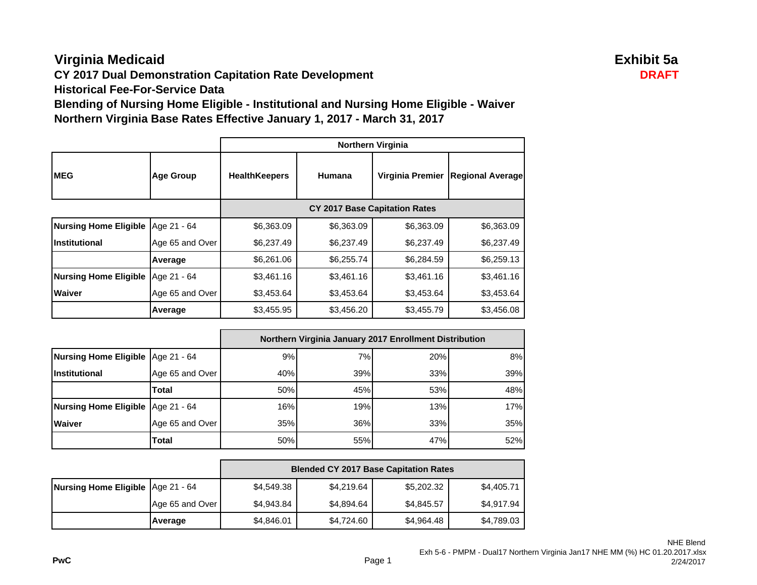# Virginia Medicaid

**Exhibit 5a**

**DRAFT**

## CY 2017 Dual Demonstration Capitation Rate Development

## Historical Fee-For-Service Data

## Blending of Nursing Home Eligible - Institutional and Nursing Home Eligible - Waiver

## Northern Virginia Base Rates Effective January 1, 2017 - March 31, 2017

| | | Northern Virginia | | | |
|---|---|---|---|---|---|
| **MEG** | **Age Group** | **HealthKeepers** | **Humana** | **Virginia Premier** | **Regional Average** |
| | | **CY 2017 Base Capitation Rates** | | | |
| **Nursing Home Eligible** | Age 21 - 64 | $6,363.09 | $6,363.09 | $6,363.09 | $6,363.09 |
| **Institutional** | Age 65 and Over | $6,237.49 | $6,237.49 | $6,237.49 | $6,237.49 |
| | **Average** | $6,261.06 | $6,255.74 | $6,284.59 | $6,259.13 |
| **Nursing Home Eligible** | Age 21 - 64 | $3,461.16 | $3,461.16 | $3,461.16 | $3,461.16 |
| **Waiver** | Age 65 and Over | $3,453.64 | $3,453.64 | $3,453.64 | $3,453.64 |
| | **Average** | $3,455.95 | $3,456.20 | $3,455.79 | $3,456.08 |

| | | Northern Virginia January 2017 Enrollment Distribution | | | |
|---|---|---|---|---|---|
| **Nursing Home Eligible** | Age 21 - 64 | 9% | 7% | 20% | 8% |
| **Institutional** | Age 65 and Over | 40% | 39% | 33% | 39% |
| | **Total** | 50% | 45% | 53% | 48% |
| **Nursing Home Eligible** | Age 21 - 64 | 16% | 19% | 13% | 17% |
| **Waiver** | Age 65 and Over | 35% | 36% | 33% | 35% |
| | **Total** | 50% | 55% | 47% | 52% |

| | | Blended CY 2017 Base Capitation Rates | | | |
|---|---|---|---|---|---|
| **Nursing Home Eligible** | Age 21 - 64 | $4,549.38 | $4,219.64 | $5,202.32 | $4,405.71 |
| | Age 65 and Over | $4,943.84 | $4,894.64 | $4,845.57 | $4,917.94 |
| | **Average** | $4,846.01 | $4,724.60 | $4,964.48 | $4,789.03 |

NHE Blend
Exh 5-6 - PMPM - Dual17 Northern Virginia Jan17 NHE MM (%) HC 01.20.2017.xlsx
2/24/2017

PwC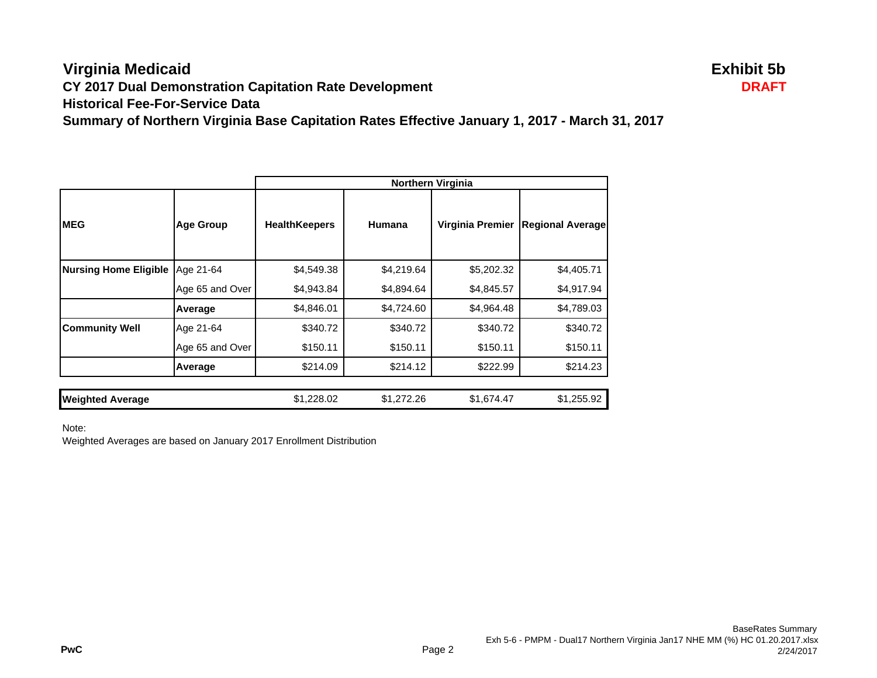# Virginia Medicaid

**Exhibit 5b**

**DRAFT**

## CY 2017 Dual Demonstration Capitation Rate Development

## Historical Fee-For-Service Data

## Summary of Northern Virginia Base Capitation Rates Effective January 1, 2017 - March 31, 2017

| | | Northern Virginia | | | |
|---|---|---|---|---|---|
| **MEG** | **Age Group** | **HealthKeepers** | **Humana** | **Virginia Premier** | **Regional Average** |
| **Nursing Home Eligible** | Age 21-64 | $4,549.38 | $4,219.64 | $5,202.32 | $4,405.71 |
| | Age 65 and Over | $4,943.84 | $4,894.64 | $4,845.57 | $4,917.94 |
| | **Average** | $4,846.01 | $4,724.60 | $4,964.48 | $4,789.03 |
| **Community Well** | Age 21-64 | $340.72 | $340.72 | $340.72 | $340.72 |
| | Age 65 and Over | $150.11 | $150.11 | $150.11 | $150.11 |
| | **Average** | $214.09 | $214.12 | $222.99 | $214.23 |
| **Weighted Average** | | $1,228.02 | $1,272.26 | $1,674.47 | $1,255.92 |

Note:

Weighted Averages are based on January 2017 Enrollment Distribution

PwC

BaseRates Summary

Exh 5-6 - PMPM - Dual17 Northern Virginia Jan17 NHE MM (%) HC 01.20.2017.xlsx

2/24/2017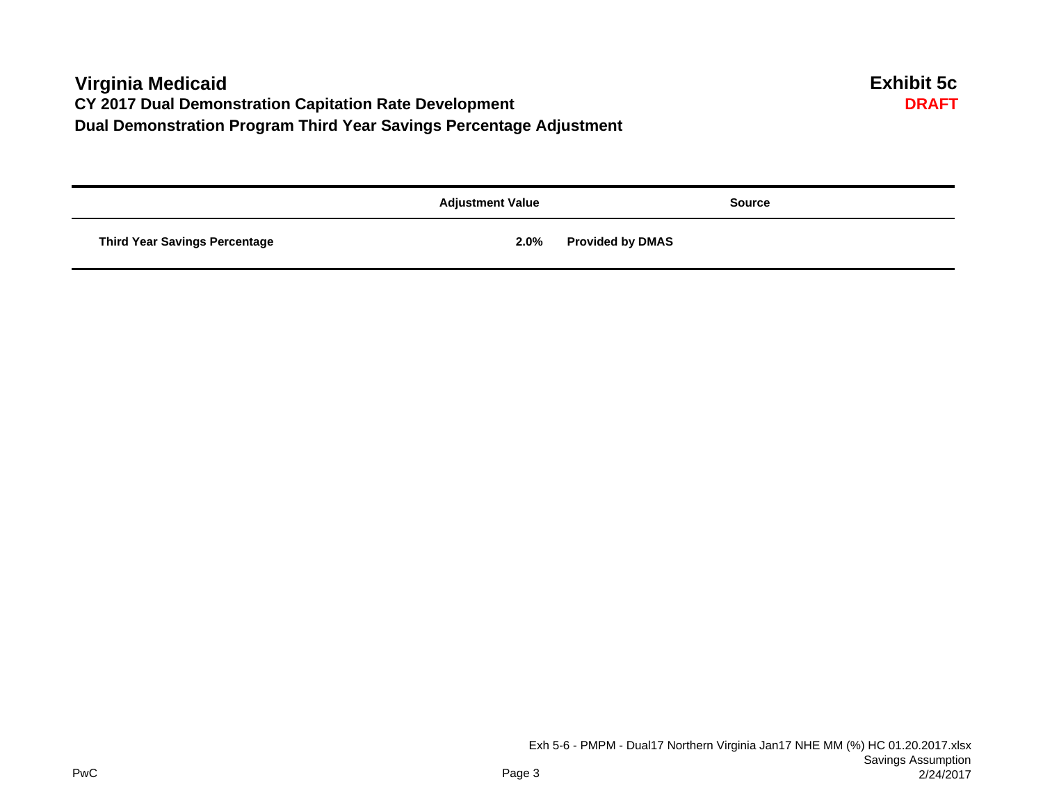# Virginia Medicaid

**Exhibit 5c**

**DRAFT**

## CY 2017 Dual Demonstration Capitation Rate Development

## Dual Demonstration Program Third Year Savings Percentage Adjustment

| | Adjustment Value | Source |
|---|---|---|
| **Third Year Savings Percentage** | **2.0%** | **Provided by DMAS** |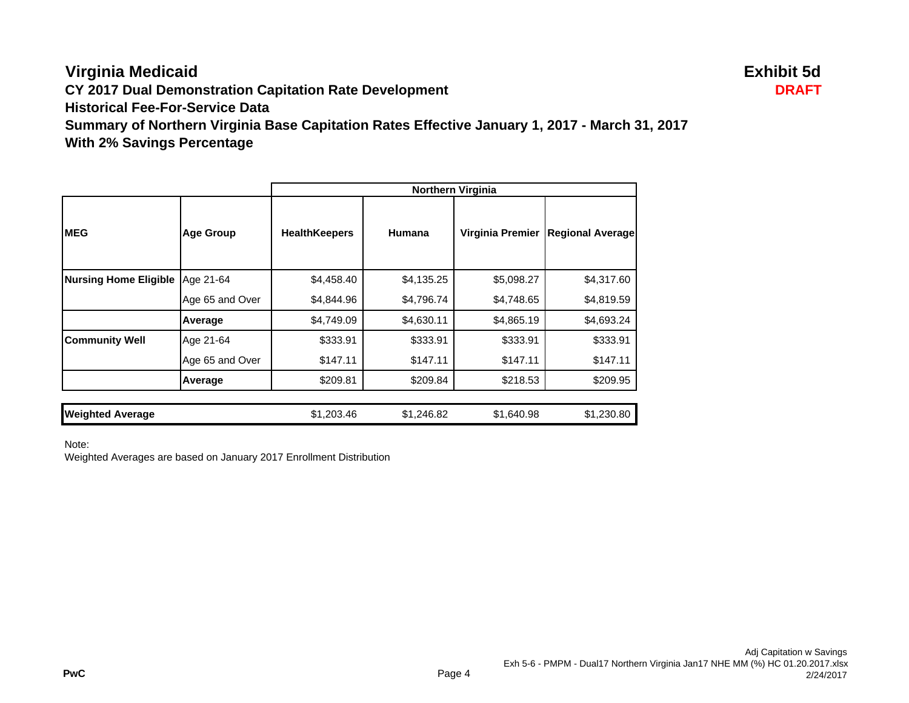# Virginia Medicaid

**Exhibit 5d**

**DRAFT**

## CY 2017 Dual Demonstration Capitation Rate Development

### Historical Fee-For-Service Data

### Summary of Northern Virginia Base Capitation Rates Effective January 1, 2017 - March 31, 2017

### With 2% Savings Percentage

| | | Northern Virginia | | | |
|---|---|---|---|---|---|
| **MEG** | **Age Group** | **HealthKeepers** | **Humana** | **Virginia Premier** | **Regional Average** |
| **Nursing Home Eligible** | Age 21-64 | $4,458.40 | $4,135.25 | $5,098.27 | $4,317.60 |
| | Age 65 and Over | $4,844.96 | $4,796.74 | $4,748.65 | $4,819.59 |
| | **Average** | $4,749.09 | $4,630.11 | $4,865.19 | $4,693.24 |
| **Community Well** | Age 21-64 | $333.91 | $333.91 | $333.91 | $333.91 |
| | Age 65 and Over | $147.11 | $147.11 | $147.11 | $147.11 |
| | **Average** | $209.81 | $209.84 | $218.53 | $209.95 |
| **Weighted Average** | | $1,203.46 | $1,246.82 | $1,640.98 | $1,230.80 |

Note:
Weighted Averages are based on January 2017 Enrollment Distribution

PwC

Adj Capitation w Savings
Exh 5-6 - PMPM - Dual17 Northern Virginia Jan17 NHE MM (%) HC 01.20.2017.xlsx
2/24/2017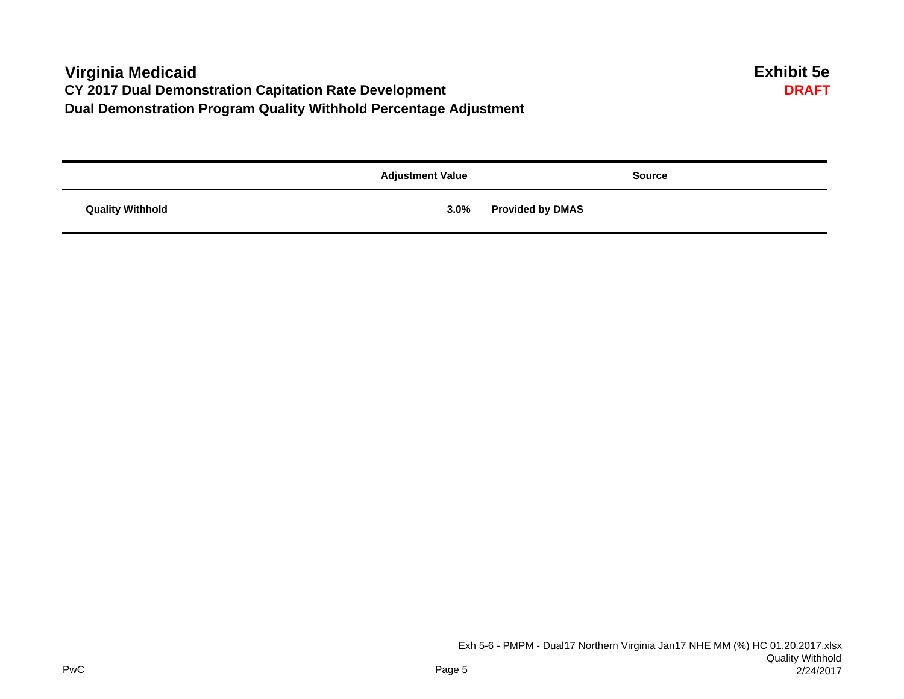# Virginia Medicaid

**Exhibit 5e**

**DRAFT**

## CY 2017 Dual Demonstration Capitation Rate Development

## Dual Demonstration Program Quality Withhold Percentage Adjustment

| | Adjustment Value | Source |
|---|---|---|
| **Quality Withhold** | **3.0%** | **Provided by DMAS** |

PwC

Exh 5-6 - PMPM - Dual17 Northern Virginia Jan17 NHE MM (%) HC 01.20.2017.xlsx
Quality Withhold
2/24/2017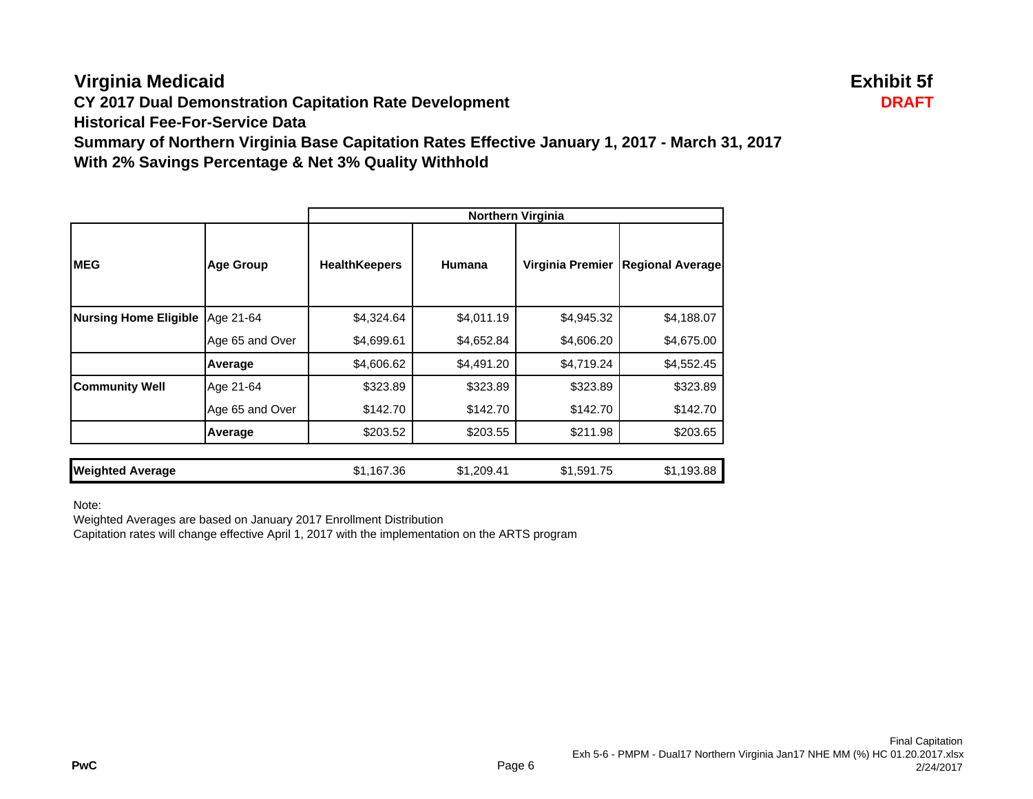# Virginia Medicaid

**Exhibit 5f**

**DRAFT**

### CY 2017 Dual Demonstration Capitation Rate Development
### Historical Fee-For-Service Data
### Summary of Northern Virginia Base Capitation Rates Effective January 1, 2017 - March 31, 2017
### With 2% Savings Percentage & Net 3% Quality Withhold

| | | Northern Virginia | | | |
|---|---|---|---|---|---|
| **MEG** | **Age Group** | **HealthKeepers** | **Humana** | **Virginia Premier** | **Regional Average** |
| **Nursing Home Eligible** | Age 21-64 | $4,324.64 | $4,011.19 | $4,945.32 | $4,188.07 |
| | Age 65 and Over | $4,699.61 | $4,652.84 | $4,606.20 | $4,675.00 |
| | **Average** | $4,606.62 | $4,491.20 | $4,719.24 | $4,552.45 |
| **Community Well** | Age 21-64 | $323.89 | $323.89 | $323.89 | $323.89 |
| | Age 65 and Over | $142.70 | $142.70 | $142.70 | $142.70 |
| | **Average** | $203.52 | $203.55 | $211.98 | $203.65 |
| **Weighted Average** | | $1,167.36 | $1,209.41 | $1,591.75 | $1,193.88 |

Note:

Weighted Averages are based on January 2017 Enrollment Distribution

Capitation rates will change effective April 1, 2017 with the implementation on the ARTS program

PwC

Final Capitation
Exh 5-6 - PMPM - Dual17 Northern Virginia Jan17 NHE MM (%) HC 01.20.2017.xlsx
2/24/2017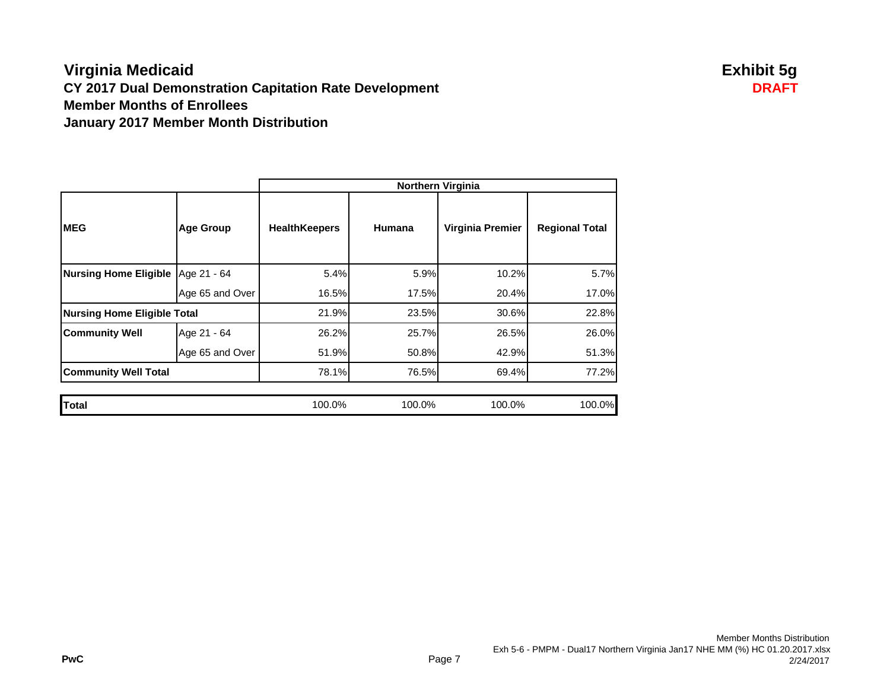# Virginia Medicaid

**Exhibit 5g**

**DRAFT**

## CY 2017 Dual Demonstration Capitation Rate Development

## Member Months of Enrollees

## January 2017 Member Month Distribution

| | | Northern Virginia | | | |
|---|---|---|---|---|---|
| **MEG** | **Age Group** | **HealthKeepers** | **Humana** | **Virginia Premier** | **Regional Total** |
| **Nursing Home Eligible** | Age 21 - 64 | 5.4% | 5.9% | 10.2% | 5.7% |
| | Age 65 and Over | 16.5% | 17.5% | 20.4% | 17.0% |
| **Nursing Home Eligible Total** | | 21.9% | 23.5% | 30.6% | 22.8% |
| **Community Well** | Age 21 - 64 | 26.2% | 25.7% | 26.5% | 26.0% |
| | Age 65 and Over | 51.9% | 50.8% | 42.9% | 51.3% |
| **Community Well Total** | | 78.1% | 76.5% | 69.4% | 77.2% |
| **Total** | | 100.0% | 100.0% | 100.0% | 100.0% |

PwC

Member Months Distribution
Exh 5-6 - PMPM - Dual17 Northern Virginia Jan17 NHE MM (%) HC 01.20.2017.xlsx
2/24/2017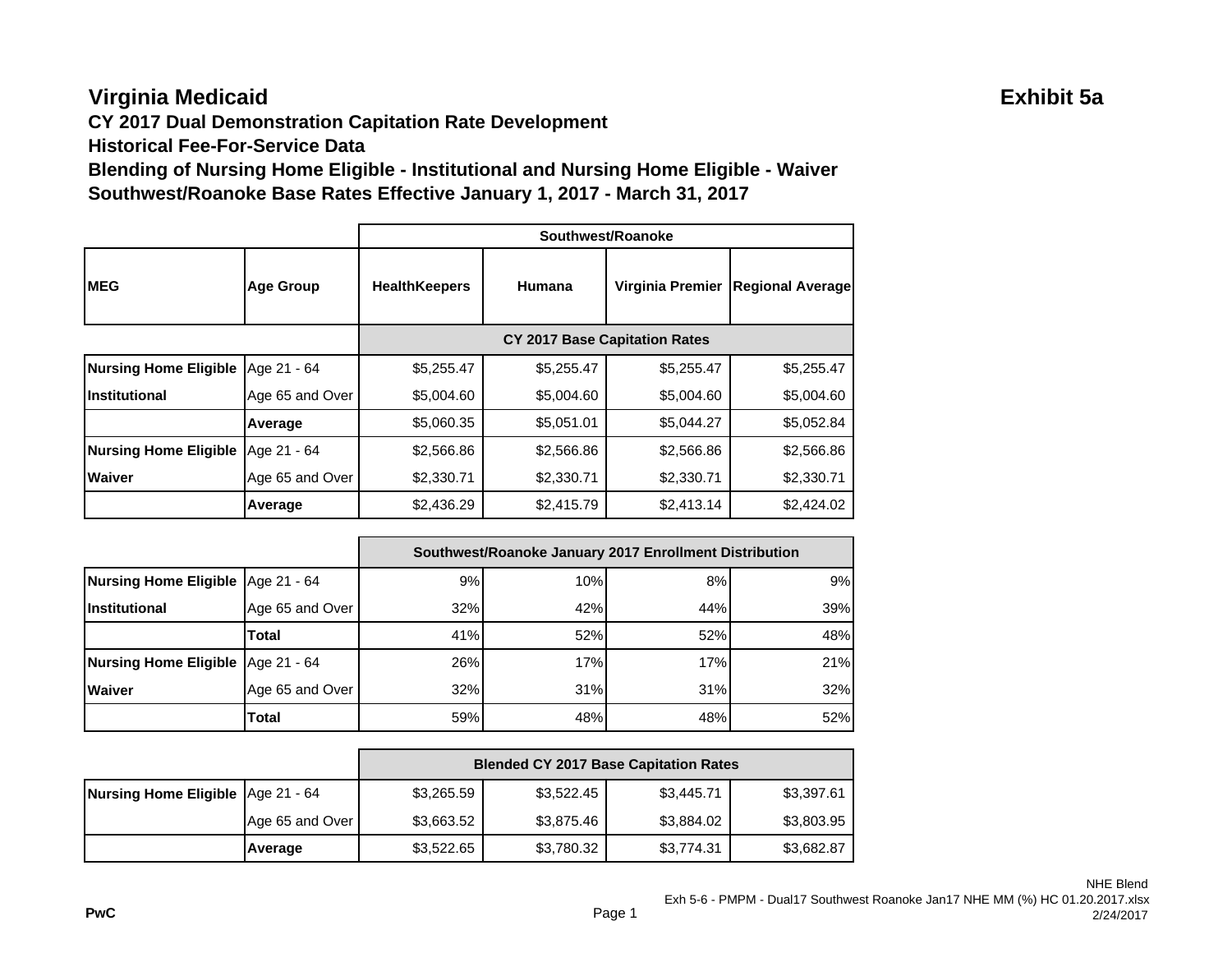# Virginia Medicaid

**Exhibit 5a**

**CY 2017 Dual Demonstration Capitation Rate Development**
**Historical Fee-For-Service Data**
**Blending of Nursing Home Eligible - Institutional and Nursing Home Eligible - Waiver**
**Southwest/Roanoke Base Rates Effective January 1, 2017 - March 31, 2017**

| | | Southwest/Roanoke | | | |
|---|---|---|---|---|---|
| **MEG** | **Age Group** | **HealthKeepers** | **Humana** | **Virginia Premier** | **Regional Average** |
| | | **CY 2017 Base Capitation Rates** | | | |
| **Nursing Home Eligible** | Age 21 - 64 | $5,255.47 | $5,255.47 | $5,255.47 | $5,255.47 |
| **Institutional** | Age 65 and Over | $5,004.60 | $5,004.60 | $5,004.60 | $5,004.60 |
| | **Average** | $5,060.35 | $5,051.01 | $5,044.27 | $5,052.84 |
| **Nursing Home Eligible** | Age 21 - 64 | $2,566.86 | $2,566.86 | $2,566.86 | $2,566.86 |
| **Waiver** | Age 65 and Over | $2,330.71 | $2,330.71 | $2,330.71 | $2,330.71 |
| | **Average** | $2,436.29 | $2,415.79 | $2,413.14 | $2,424.02 |

| | | Southwest/Roanoke January 2017 Enrollment Distribution | | | |
|---|---|---|---|---|---|
| **Nursing Home Eligible** | Age 21 - 64 | 9% | 10% | 8% | 9% |
| **Institutional** | Age 65 and Over | 32% | 42% | 44% | 39% |
| | **Total** | 41% | 52% | 52% | 48% |
| **Nursing Home Eligible** | Age 21 - 64 | 26% | 17% | 17% | 21% |
| **Waiver** | Age 65 and Over | 32% | 31% | 31% | 32% |
| | **Total** | 59% | 48% | 48% | 52% |

| | | Blended CY 2017 Base Capitation Rates | | | |
|---|---|---|---|---|---|
| **Nursing Home Eligible** | Age 21 - 64 | $3,265.59 | $3,522.45 | $3,445.71 | $3,397.61 |
| | Age 65 and Over | $3,663.52 | $3,875.46 | $3,884.02 | $3,803.95 |
| | **Average** | $3,522.65 | $3,780.32 | $3,774.31 | $3,682.87 |

**PwC**

NHE Blend
Exh 5-6 - PMPM - Dual17 Southwest Roanoke Jan17 NHE MM (%) HC 01.20.2017.xlsx
2/24/2017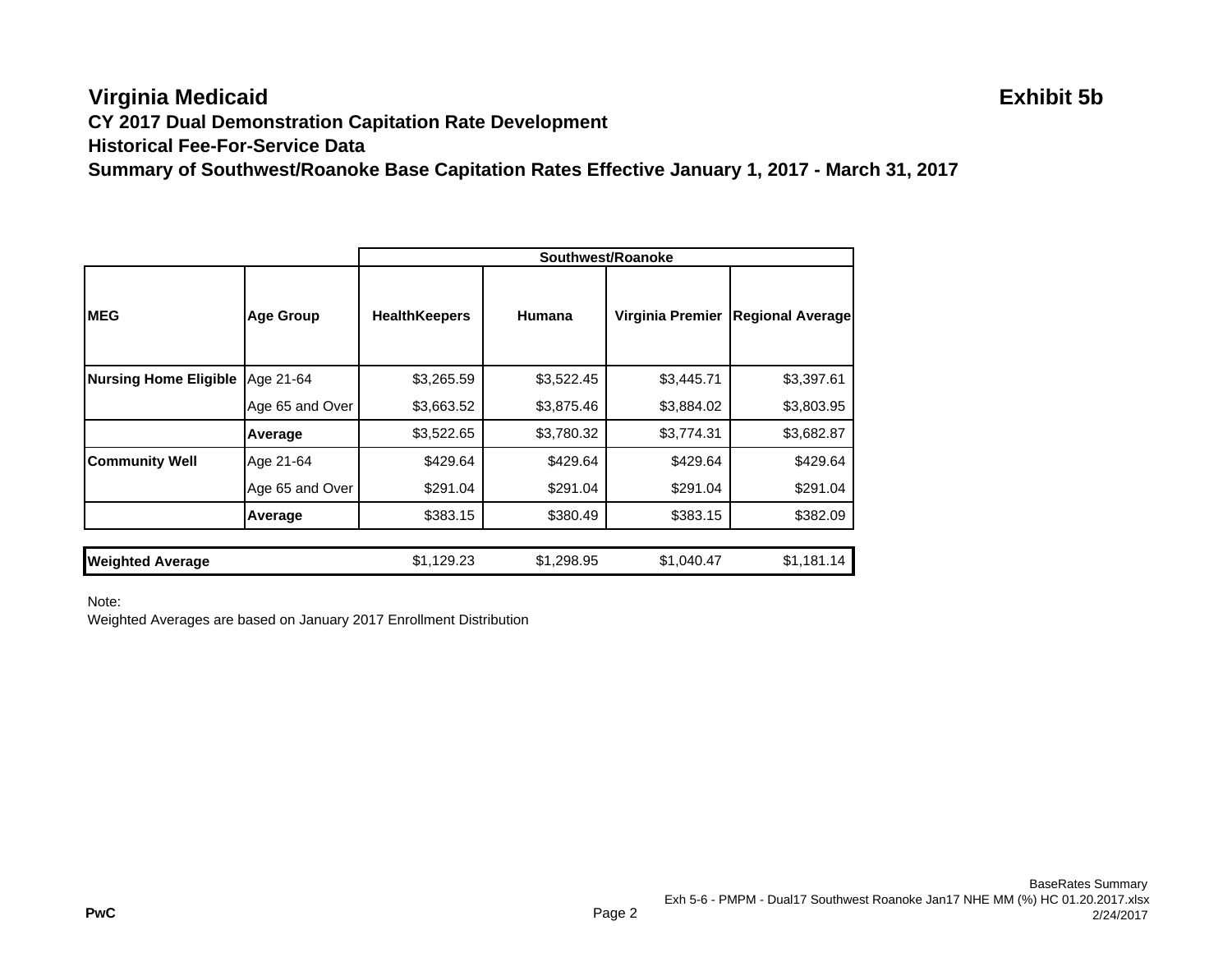# Virginia Medicaid

**Exhibit 5b**

**CY 2017 Dual Demonstration Capitation Rate Development**
**Historical Fee-For-Service Data**
**Summary of Southwest/Roanoke Base Capitation Rates Effective January 1, 2017 - March 31, 2017**

| | | Southwest/Roanoke | | | |
|---|---|---|---|---|---|
| **MEG** | **Age Group** | **HealthKeepers** | **Humana** | **Virginia Premier** | **Regional Average** |
| **Nursing Home Eligible** | Age 21-64 | $3,265.59 | $3,522.45 | $3,445.71 | $3,397.61 |
| | Age 65 and Over | $3,663.52 | $3,875.46 | $3,884.02 | $3,803.95 |
| | **Average** | $3,522.65 | $3,780.32 | $3,774.31 | $3,682.87 |
| **Community Well** | Age 21-64 | $429.64 | $429.64 | $429.64 | $429.64 |
| | Age 65 and Over | $291.04 | $291.04 | $291.04 | $291.04 |
| | **Average** | $383.15 | $380.49 | $383.15 | $382.09 |
| **Weighted Average** | | $1,129.23 | $1,298.95 | $1,040.47 | $1,181.14 |

Note:
Weighted Averages are based on January 2017 Enrollment Distribution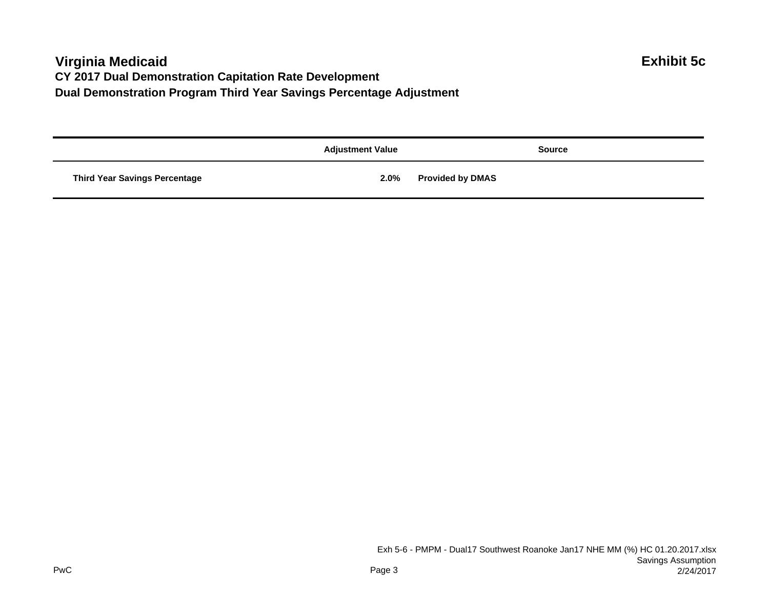# Virginia Medicaid

**Exhibit 5c**

## CY 2017 Dual Demonstration Capitation Rate Development

## Dual Demonstration Program Third Year Savings Percentage Adjustment

| | Adjustment Value | Source |
|---|---|---|
| **Third Year Savings Percentage** | **2.0%** | **Provided by DMAS** |

Exh 5-6 - PMPM - Dual17 Southwest Roanoke Jan17 NHE MM (%) HC 01.20.2017.xlsx
Savings Assumption
2/24/2017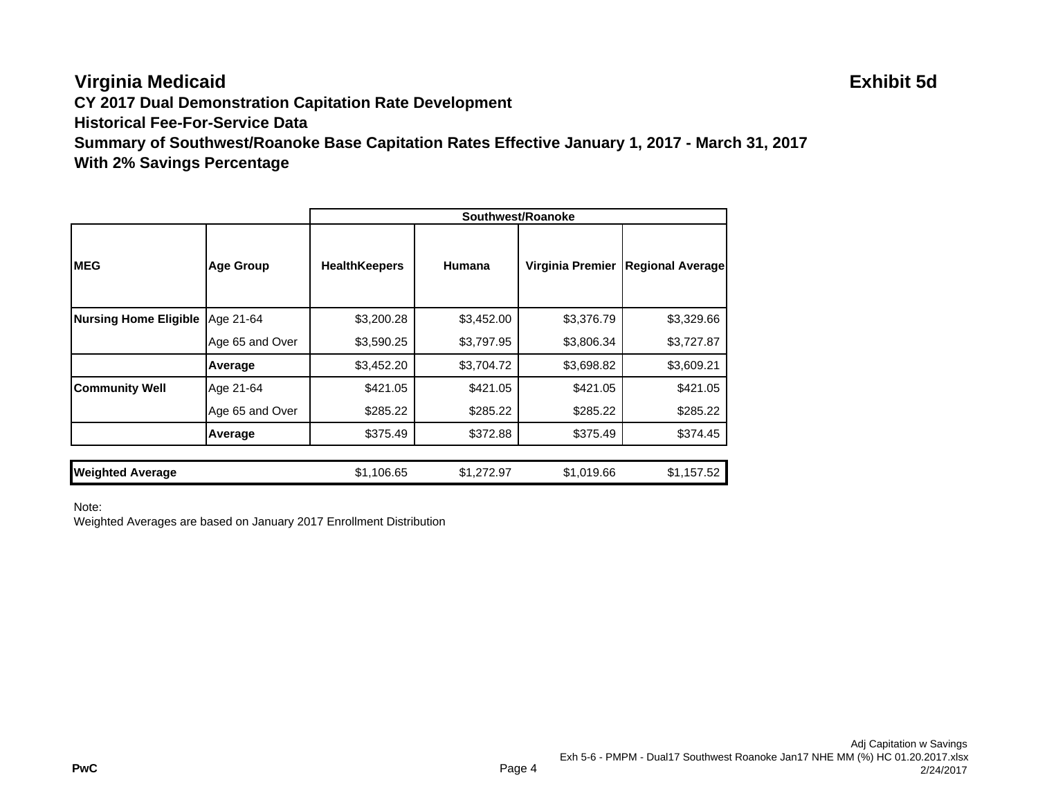# Virginia Medicaid

**Exhibit 5d**

**CY 2017 Dual Demonstration Capitation Rate Development**
**Historical Fee-For-Service Data**
**Summary of Southwest/Roanoke Base Capitation Rates Effective January 1, 2017 - March 31, 2017**
**With 2% Savings Percentage**

| | | Southwest/Roanoke | | | |
|---|---|---|---|---|---|
| **MEG** | **Age Group** | **HealthKeepers** | **Humana** | **Virginia Premier** | **Regional Average** |
| **Nursing Home Eligible** | Age 21-64 | $3,200.28 | $3,452.00 | $3,376.79 | $3,329.66 |
| | Age 65 and Over | $3,590.25 | $3,797.95 | $3,806.34 | $3,727.87 |
| | **Average** | $3,452.20 | $3,704.72 | $3,698.82 | $3,609.21 |
| **Community Well** | Age 21-64 | $421.05 | $421.05 | $421.05 | $421.05 |
| | Age 65 and Over | $285.22 | $285.22 | $285.22 | $285.22 |
| | **Average** | $375.49 | $372.88 | $375.49 | $374.45 |
| **Weighted Average** | | $1,106.65 | $1,272.97 | $1,019.66 | $1,157.52 |

Note:
Weighted Averages are based on January 2017 Enrollment Distribution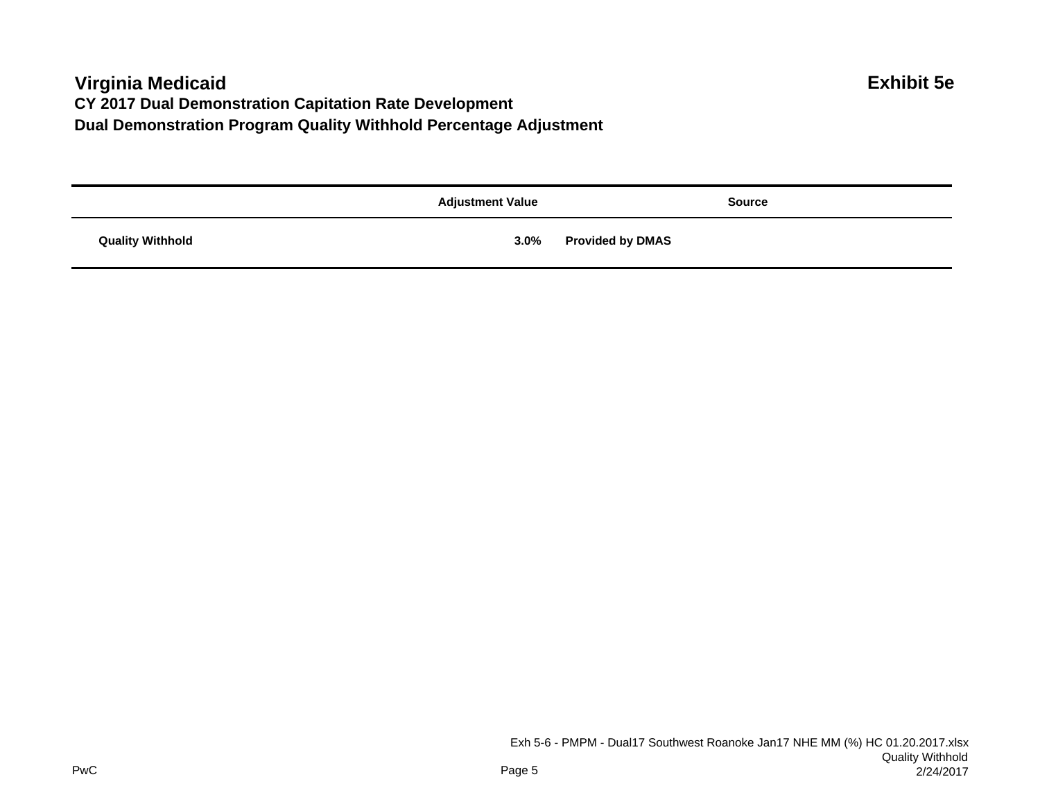# Virginia Medicaid

**Exhibit 5e**

## CY 2017 Dual Demonstration Capitation Rate Development

## Dual Demonstration Program Quality Withhold Percentage Adjustment

| | Adjustment Value | Source |
|---|---|---|
| **Quality Withhold** | **3.0%** | **Provided by DMAS** |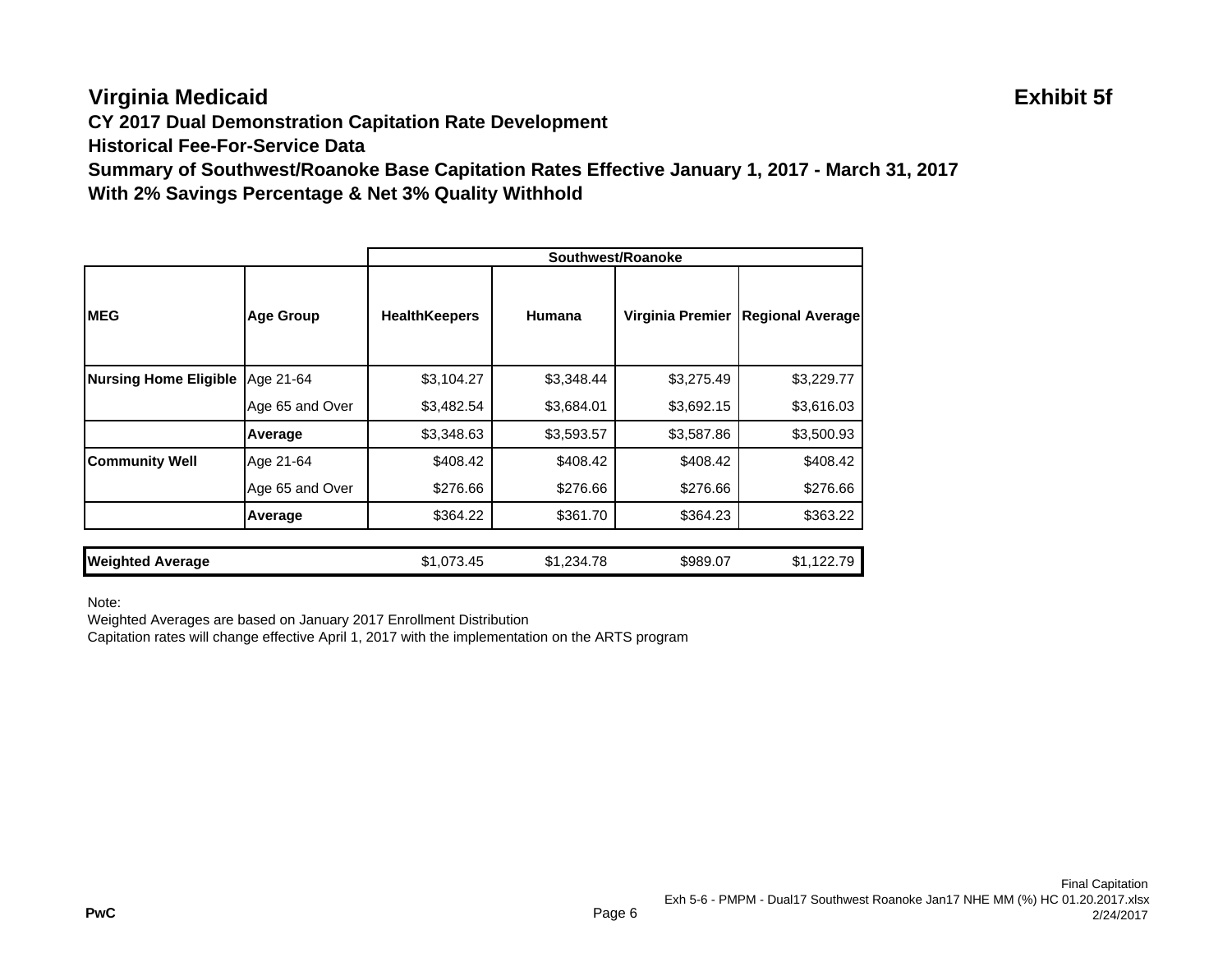# Virginia Medicaid

**Exhibit 5f**

**CY 2017 Dual Demonstration Capitation Rate Development**
**Historical Fee-For-Service Data**
**Summary of Southwest/Roanoke Base Capitation Rates Effective January 1, 2017 - March 31, 2017**
**With 2% Savings Percentage & Net 3% Quality Withhold**

| | | Southwest/Roanoke | | | |
|---|---|---|---|---|---|
| **MEG** | **Age Group** | **HealthKeepers** | **Humana** | **Virginia Premier** | **Regional Average** |
| **Nursing Home Eligible** | Age 21-64 | $3,104.27 | $3,348.44 | $3,275.49 | $3,229.77 |
| | Age 65 and Over | $3,482.54 | $3,684.01 | $3,692.15 | $3,616.03 |
| | **Average** | $3,348.63 | $3,593.57 | $3,587.86 | $3,500.93 |
| **Community Well** | Age 21-64 | $408.42 | $408.42 | $408.42 | $408.42 |
| | Age 65 and Over | $276.66 | $276.66 | $276.66 | $276.66 |
| | **Average** | $364.22 | $361.70 | $364.23 | $363.22 |
| **Weighted Average** | | $1,073.45 | $1,234.78 | $989.07 | $1,122.79 |

Note:
Weighted Averages are based on January 2017 Enrollment Distribution
Capitation rates will change effective April 1, 2017 with the implementation on the ARTS program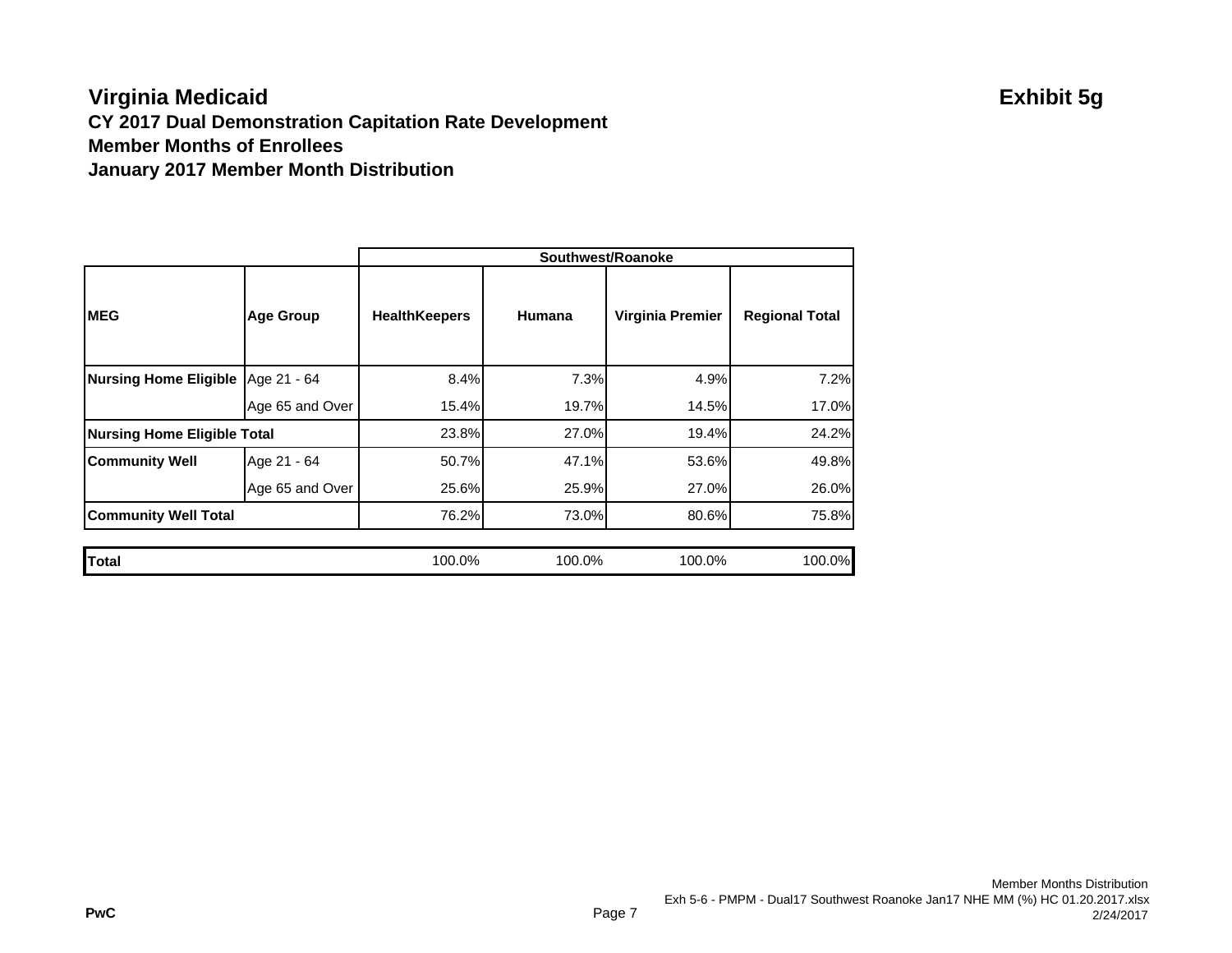# Virginia Medicaid

**Exhibit 5g**

### CY 2017 Dual Demonstration Capitation Rate Development
### Member Months of Enrollees
### January 2017 Member Month Distribution

| | | Southwest/Roanoke | | | |
|---|---|---|---|---|---|
| **MEG** | **Age Group** | **HealthKeepers** | **Humana** | **Virginia Premier** | **Regional Total** |
| **Nursing Home Eligible** | Age 21 - 64 | 8.4% | 7.3% | 4.9% | 7.2% |
| | Age 65 and Over | 15.4% | 19.7% | 14.5% | 17.0% |
| **Nursing Home Eligible Total** | | 23.8% | 27.0% | 19.4% | 24.2% |
| **Community Well** | Age 21 - 64 | 50.7% | 47.1% | 53.6% | 49.8% |
| | Age 65 and Over | 25.6% | 25.9% | 27.0% | 26.0% |
| **Community Well Total** | | 76.2% | 73.0% | 80.6% | 75.8% |
| **Total** | | 100.0% | 100.0% | 100.0% | 100.0% |

PwC

Member Months Distribution
Exh 5-6 - PMPM - Dual17 Southwest Roanoke Jan17 NHE MM (%) HC 01.20.2017.xlsx
2/24/2017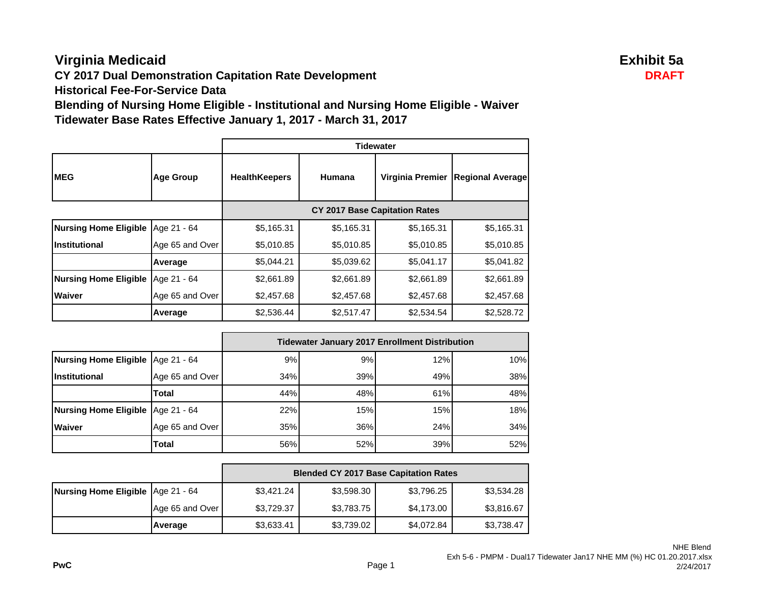# Virginia Medicaid

**Exhibit 5a**

**DRAFT**

## CY 2017 Dual Demonstration Capitation Rate Development

## Historical Fee-For-Service Data

## Blending of Nursing Home Eligible - Institutional and Nursing Home Eligible - Waiver

## Tidewater Base Rates Effective January 1, 2017 - March 31, 2017

| | | Tidewater | | | |
|---|---|---|---|---|---|
| **MEG** | **Age Group** | **HealthKeepers** | **Humana** | **Virginia Premier** | **Regional Average** |
| | | **CY 2017 Base Capitation Rates** | | | |
| **Nursing Home Eligible** | Age 21 - 64 | $5,165.31 | $5,165.31 | $5,165.31 | $5,165.31 |
| **Institutional** | Age 65 and Over | $5,010.85 | $5,010.85 | $5,010.85 | $5,010.85 |
| | **Average** | $5,044.21 | $5,039.62 | $5,041.17 | $5,041.82 |
| **Nursing Home Eligible** | Age 21 - 64 | $2,661.89 | $2,661.89 | $2,661.89 | $2,661.89 |
| **Waiver** | Age 65 and Over | $2,457.68 | $2,457.68 | $2,457.68 | $2,457.68 |
| | **Average** | $2,536.44 | $2,517.47 | $2,534.54 | $2,528.72 |

| | | Tidewater January 2017 Enrollment Distribution | | | |
|---|---|---|---|---|---|
| **Nursing Home Eligible** | Age 21 - 64 | 9% | 9% | 12% | 10% |
| **Institutional** | Age 65 and Over | 34% | 39% | 49% | 38% |
| | **Total** | 44% | 48% | 61% | 48% |
| **Nursing Home Eligible** | Age 21 - 64 | 22% | 15% | 15% | 18% |
| **Waiver** | Age 65 and Over | 35% | 36% | 24% | 34% |
| | **Total** | 56% | 52% | 39% | 52% |

| | | Blended CY 2017 Base Capitation Rates | | | |
|---|---|---|---|---|---|
| **Nursing Home Eligible** | Age 21 - 64 | $3,421.24 | $3,598.30 | $3,796.25 | $3,534.28 |
| | Age 65 and Over | $3,729.37 | $3,783.75 | $4,173.00 | $3,816.67 |
| | **Average** | $3,633.41 | $3,739.02 | $4,072.84 | $3,738.47 |

NHE Blend
Exh 5-6 - PMPM - Dual17 Tidewater Jan17 NHE MM (%) HC 01.20.2017.xlsx
2/24/2017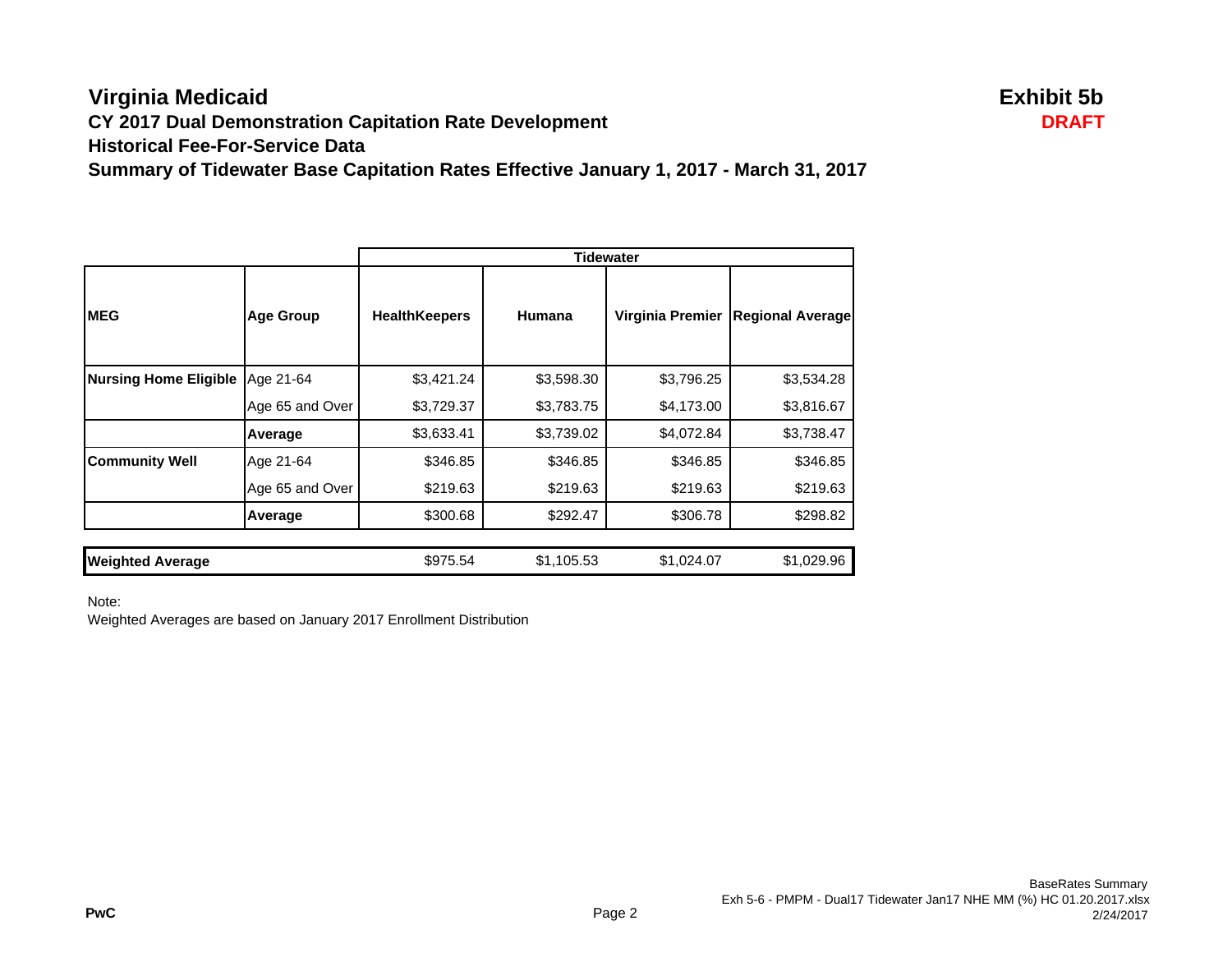# Virginia Medicaid

**Exhibit 5b**

**DRAFT**

## CY 2017 Dual Demonstration Capitation Rate Development

## Historical Fee-For-Service Data

## Summary of Tidewater Base Capitation Rates Effective January 1, 2017 - March 31, 2017

| | | Tidewater | | | |
|---|---|---|---|---|---|
| **MEG** | **Age Group** | **HealthKeepers** | **Humana** | **Virginia Premier** | **Regional Average** |
| **Nursing Home Eligible** | Age 21-64 | $3,421.24 | $3,598.30 | $3,796.25 | $3,534.28 |
| | Age 65 and Over | $3,729.37 | $3,783.75 | $4,173.00 | $3,816.67 |
| | **Average** | $3,633.41 | $3,739.02 | $4,072.84 | $3,738.47 |
| **Community Well** | Age 21-64 | $346.85 | $346.85 | $346.85 | $346.85 |
| | Age 65 and Over | $219.63 | $219.63 | $219.63 | $219.63 |
| | **Average** | $300.68 | $292.47 | $306.78 | $298.82 |
| **Weighted Average** | | $975.54 | $1,105.53 | $1,024.07 | $1,029.96 |

Note:

Weighted Averages are based on January 2017 Enrollment Distribution

PwC

BaseRates Summary
Exh 5-6 - PMPM - Dual17 Tidewater Jan17 NHE MM (%) HC 01.20.2017.xlsx
2/24/2017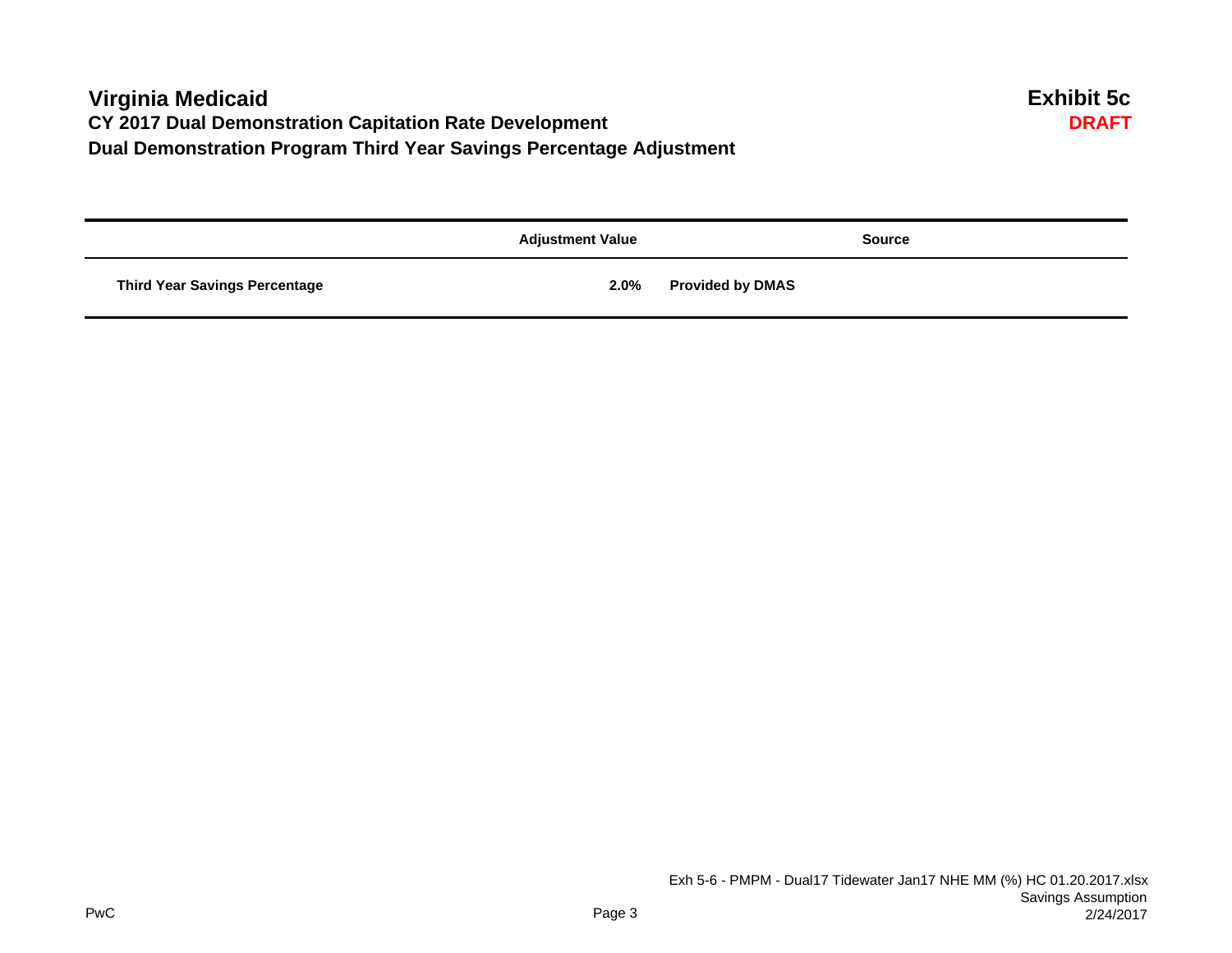# Virginia Medicaid

**Exhibit 5c**

**DRAFT**

## CY 2017 Dual Demonstration Capitation Rate Development

## Dual Demonstration Program Third Year Savings Percentage Adjustment

| | Adjustment Value | Source |
|---|---|---|
| **Third Year Savings Percentage** | **2.0%** | **Provided by DMAS** |

PwC

Exh 5-6 - PMPM - Dual17 Tidewater Jan17 NHE MM (%) HC 01.20.2017.xlsx
Savings Assumption
2/24/2017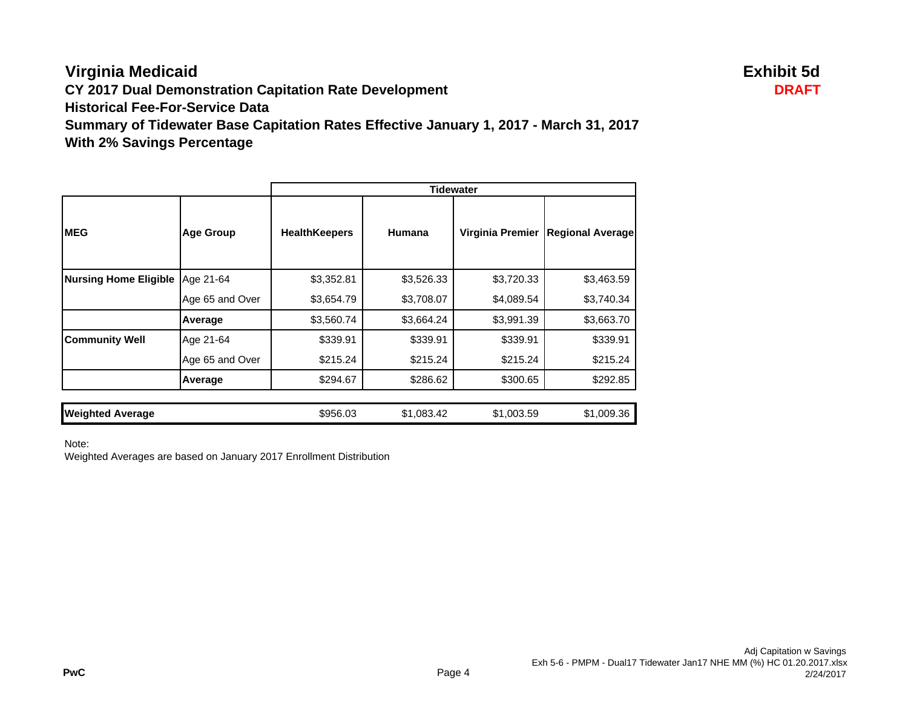# Virginia Medicaid

**Exhibit 5d**

**DRAFT**

## CY 2017 Dual Demonstration Capitation Rate Development

### Historical Fee-For-Service Data

### Summary of Tidewater Base Capitation Rates Effective January 1, 2017 - March 31, 2017

### With 2% Savings Percentage

| | | Tidewater | | | |
|---|---|---|---|---|---|
| **MEG** | **Age Group** | **HealthKeepers** | **Humana** | **Virginia Premier** | **Regional Average** |
| **Nursing Home Eligible** | Age 21-64 | $3,352.81 | $3,526.33 | $3,720.33 | $3,463.59 |
| | Age 65 and Over | $3,654.79 | $3,708.07 | $4,089.54 | $3,740.34 |
| | **Average** | $3,560.74 | $3,664.24 | $3,991.39 | $3,663.70 |
| **Community Well** | Age 21-64 | $339.91 | $339.91 | $339.91 | $339.91 |
| | Age 65 and Over | $215.24 | $215.24 | $215.24 | $215.24 |
| | **Average** | $294.67 | $286.62 | $300.65 | $292.85 |
| **Weighted Average** | | $956.03 | $1,083.42 | $1,003.59 | $1,009.36 |

Note:
Weighted Averages are based on January 2017 Enrollment Distribution

PwC

Adj Capitation w Savings
Exh 5-6 - PMPM - Dual17 Tidewater Jan17 NHE MM (%) HC 01.20.2017.xlsx
2/24/2017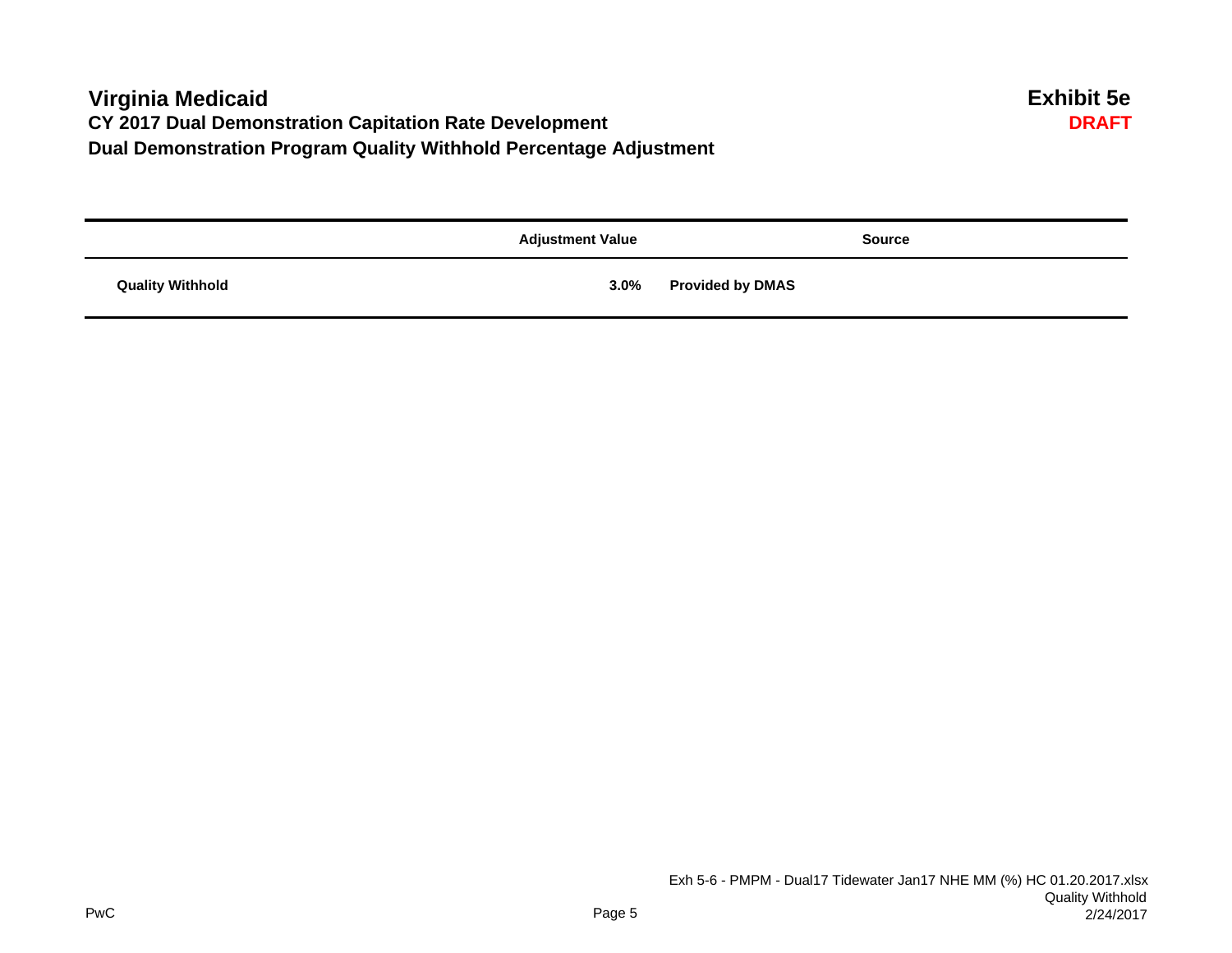# Virginia Medicaid

**Exhibit 5e**

## CY 2017 Dual Demonstration Capitation Rate Development

**DRAFT**

## Dual Demonstration Program Quality Withhold Percentage Adjustment

| | Adjustment Value | Source |
|---|---|---|
| **Quality Withhold** | **3.0%** | **Provided by DMAS** |

Exh 5-6 - PMPM - Dual17 Tidewater Jan17 NHE MM (%) HC 01.20.2017.xlsx
Quality Withhold
2/24/2017

PwC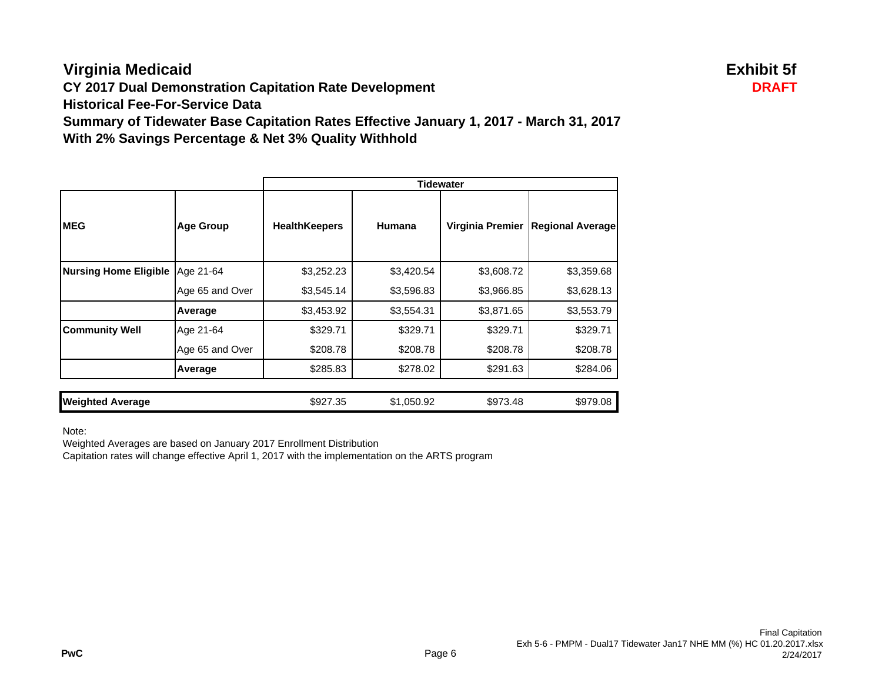# Virginia Medicaid

**Exhibit 5f**

**DRAFT**

### CY 2017 Dual Demonstration Capitation Rate Development
### Historical Fee-For-Service Data
### Summary of Tidewater Base Capitation Rates Effective January 1, 2017 - March 31, 2017
### With 2% Savings Percentage & Net 3% Quality Withhold

| | | Tidewater | | | |
|---|---|---|---|---|---|
| **MEG** | **Age Group** | **HealthKeepers** | **Humana** | **Virginia Premier** | **Regional Average** |
| **Nursing Home Eligible** | Age 21-64 | $3,252.23 | $3,420.54 | $3,608.72 | $3,359.68 |
| | Age 65 and Over | $3,545.14 | $3,596.83 | $3,966.85 | $3,628.13 |
| | **Average** | $3,453.92 | $3,554.31 | $3,871.65 | $3,553.79 |
| **Community Well** | Age 21-64 | $329.71 | $329.71 | $329.71 | $329.71 |
| | Age 65 and Over | $208.78 | $208.78 | $208.78 | $208.78 |
| | **Average** | $285.83 | $278.02 | $291.63 | $284.06 |
| **Weighted Average** | | $927.35 | $1,050.92 | $973.48 | $979.08 |

Note:

Weighted Averages are based on January 2017 Enrollment Distribution

Capitation rates will change effective April 1, 2017 with the implementation on the ARTS program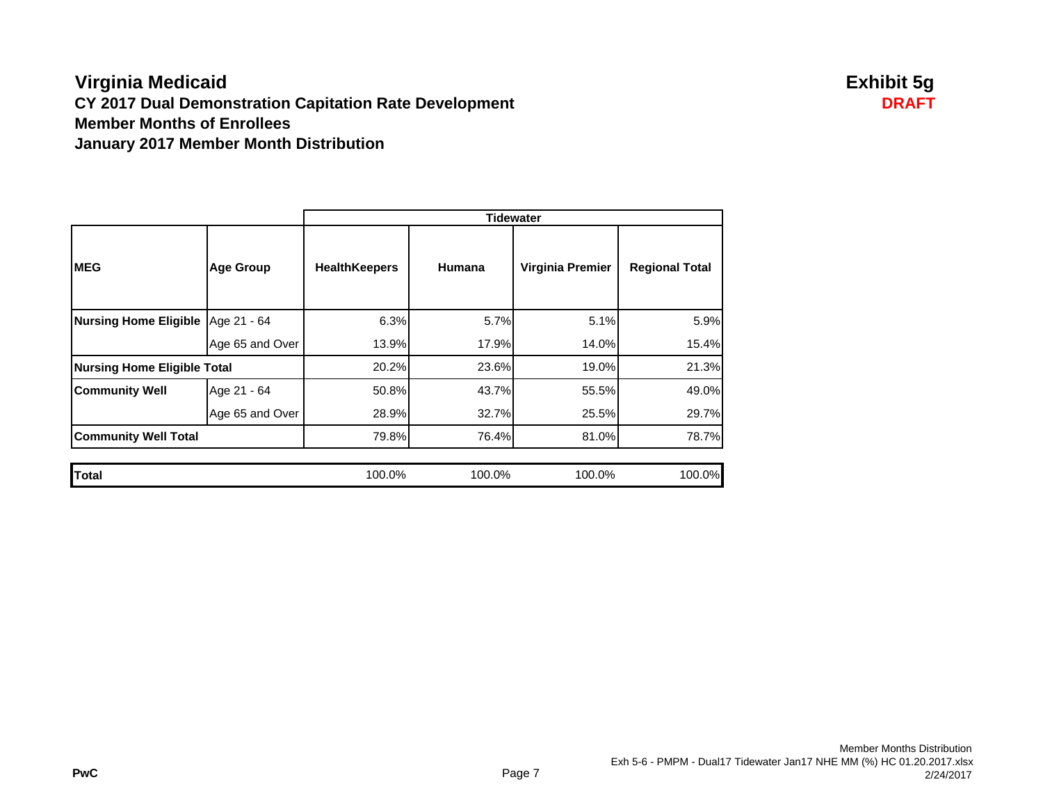# Virginia Medicaid

**Exhibit 5g**

**DRAFT**

## CY 2017 Dual Demonstration Capitation Rate Development
## Member Months of Enrollees
## January 2017 Member Month Distribution

| | | Tidewater | | | |
|---|---|---|---|---|---|
| **MEG** | **Age Group** | **HealthKeepers** | **Humana** | **Virginia Premier** | **Regional Total** |
| **Nursing Home Eligible** | Age 21 - 64 | 6.3% | 5.7% | 5.1% | 5.9% |
| | Age 65 and Over | 13.9% | 17.9% | 14.0% | 15.4% |
| **Nursing Home Eligible Total** | | 20.2% | 23.6% | 19.0% | 21.3% |
| **Community Well** | Age 21 - 64 | 50.8% | 43.7% | 55.5% | 49.0% |
| | Age 65 and Over | 28.9% | 32.7% | 25.5% | 29.7% |
| **Community Well Total** | | 79.8% | 76.4% | 81.0% | 78.7% |
| **Total** | | 100.0% | 100.0% | 100.0% | 100.0% |

PwC

Member Months Distribution
Exh 5-6 - PMPM - Dual17 Tidewater Jan17 NHE MM (%) HC 01.20.2017.xlsx
2/24/2017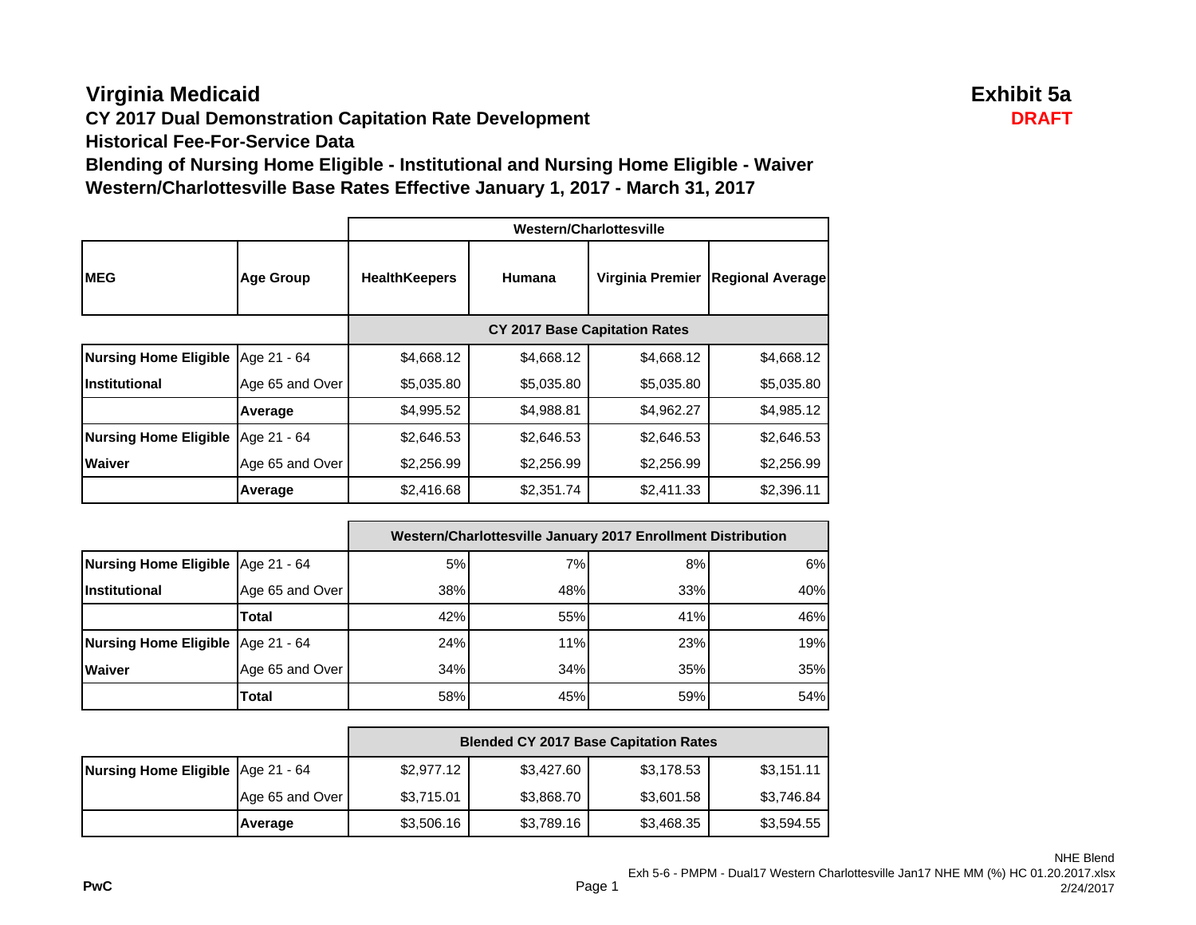# Virginia Medicaid

**Exhibit 5a**
**DRAFT**

## CY 2017 Dual Demonstration Capitation Rate Development

### Historical Fee-For-Service Data

### Blending of Nursing Home Eligible - Institutional and Nursing Home Eligible - Waiver

### Western/Charlottesville Base Rates Effective January 1, 2017 - March 31, 2017

| | | Western/Charlottesville | | | |
|---|---|---|---|---|---|
| **MEG** | **Age Group** | **HealthKeepers** | **Humana** | **Virginia Premier** | **Regional Average** |
| | | **CY 2017 Base Capitation Rates** | | | |
| **Nursing Home Eligible** | Age 21 - 64 | $4,668.12 | $4,668.12 | $4,668.12 | $4,668.12 |
| **Institutional** | Age 65 and Over | $5,035.80 | $5,035.80 | $5,035.80 | $5,035.80 |
| | **Average** | $4,995.52 | $4,988.81 | $4,962.27 | $4,985.12 |
| **Nursing Home Eligible** | Age 21 - 64 | $2,646.53 | $2,646.53 | $2,646.53 | $2,646.53 |
| **Waiver** | Age 65 and Over | $2,256.99 | $2,256.99 | $2,256.99 | $2,256.99 |
| | **Average** | $2,416.68 | $2,351.74 | $2,411.33 | $2,396.11 |

| | | Western/Charlottesville January 2017 Enrollment Distribution | | | |
|---|---|---|---|---|---|
| **Nursing Home Eligible** | Age 21 - 64 | 5% | 7% | 8% | 6% |
| **Institutional** | Age 65 and Over | 38% | 48% | 33% | 40% |
| | **Total** | 42% | 55% | 41% | 46% |
| **Nursing Home Eligible** | Age 21 - 64 | 24% | 11% | 23% | 19% |
| **Waiver** | Age 65 and Over | 34% | 34% | 35% | 35% |
| | **Total** | 58% | 45% | 59% | 54% |

| | | Blended CY 2017 Base Capitation Rates | | | |
|---|---|---|---|---|---|
| **Nursing Home Eligible** | Age 21 - 64 | $2,977.12 | $3,427.60 | $3,178.53 | $3,151.11 |
| | Age 65 and Over | $3,715.01 | $3,868.70 | $3,601.58 | $3,746.84 |
| | **Average** | $3,506.16 | $3,789.16 | $3,468.35 | $3,594.55 |

NHE Blend
Exh 5-6 - PMPM - Dual17 Western Charlottesville Jan17 NHE MM (%) HC 01.20.2017.xlsx
2/24/2017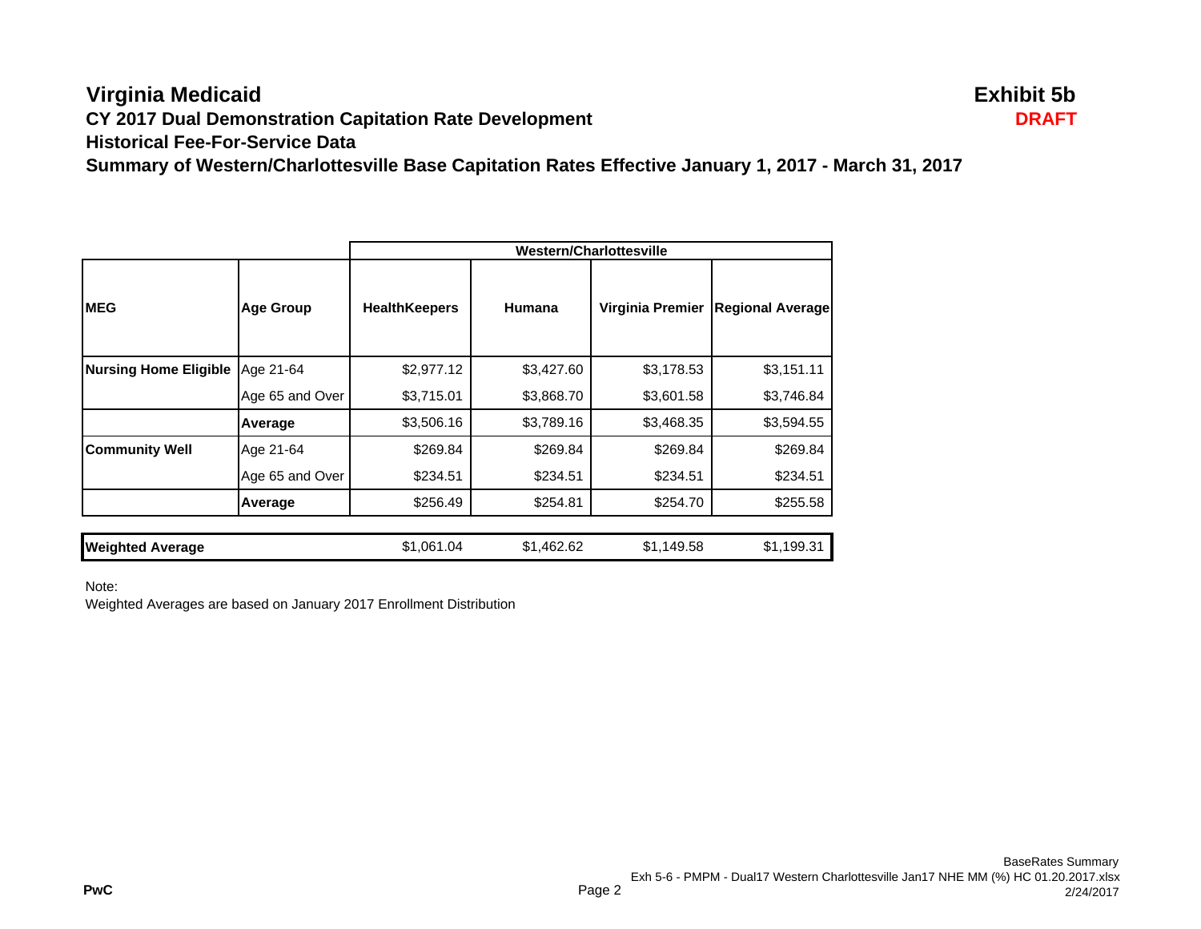# Virginia Medicaid

**Exhibit 5b**

**DRAFT**

## CY 2017 Dual Demonstration Capitation Rate Development

## Historical Fee-For-Service Data

## Summary of Western/Charlottesville Base Capitation Rates Effective January 1, 2017 - March 31, 2017

| | | Western/Charlottesville | | | |
|---|---|---|---|---|---|
| **MEG** | **Age Group** | **HealthKeepers** | **Humana** | **Virginia Premier** | **Regional Average** |
| **Nursing Home Eligible** | Age 21-64 | $2,977.12 | $3,427.60 | $3,178.53 | $3,151.11 |
| | Age 65 and Over | $3,715.01 | $3,868.70 | $3,601.58 | $3,746.84 |
| | **Average** | $3,506.16 | $3,789.16 | $3,468.35 | $3,594.55 |
| **Community Well** | Age 21-64 | $269.84 | $269.84 | $269.84 | $269.84 |
| | Age 65 and Over | $234.51 | $234.51 | $234.51 | $234.51 |
| | **Average** | $256.49 | $254.81 | $254.70 | $255.58 |
| **Weighted Average** | | $1,061.04 | $1,462.62 | $1,149.58 | $1,199.31 |

Note:

Weighted Averages are based on January 2017 Enrollment Distribution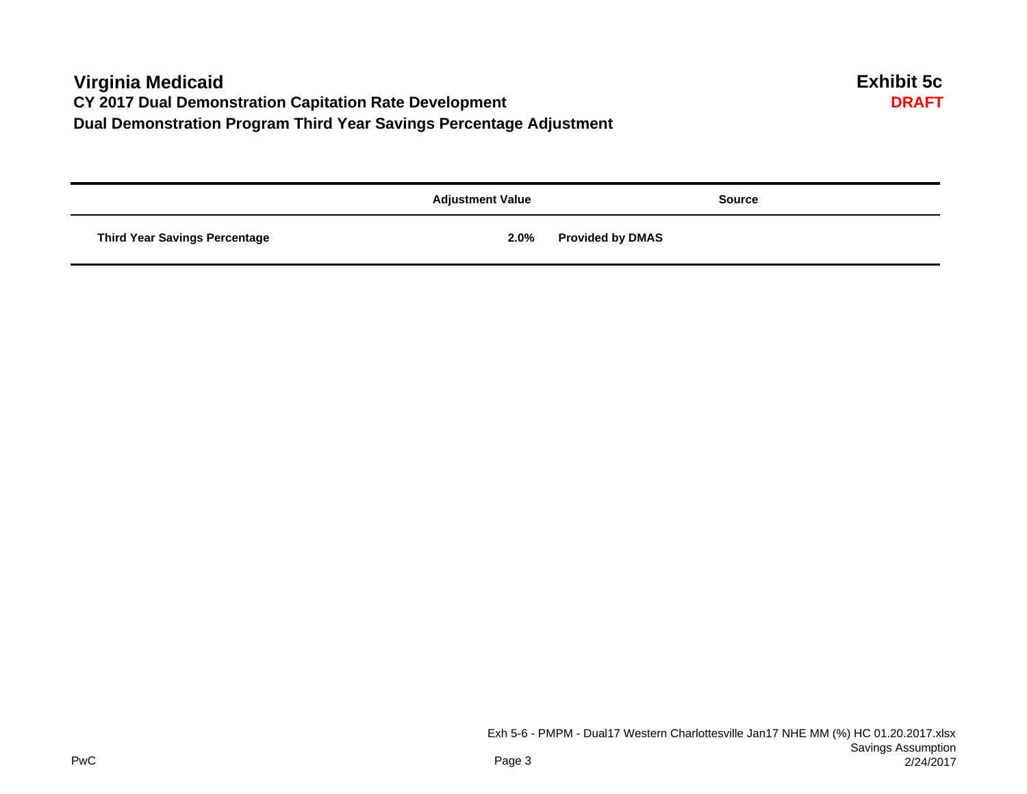# Virginia Medicaid

**Exhibit 5c**
**DRAFT**

## CY 2017 Dual Demonstration Capitation Rate Development

## Dual Demonstration Program Third Year Savings Percentage Adjustment

| | Adjustment Value | Source |
|---|---|---|
| **Third Year Savings Percentage** | **2.0%** | **Provided by DMAS** |

Exh 5-6 - PMPM - Dual17 Western Charlottesville Jan17 NHE MM (%) HC 01.20.2017.xlsx
Savings Assumption
2/24/2017

PwC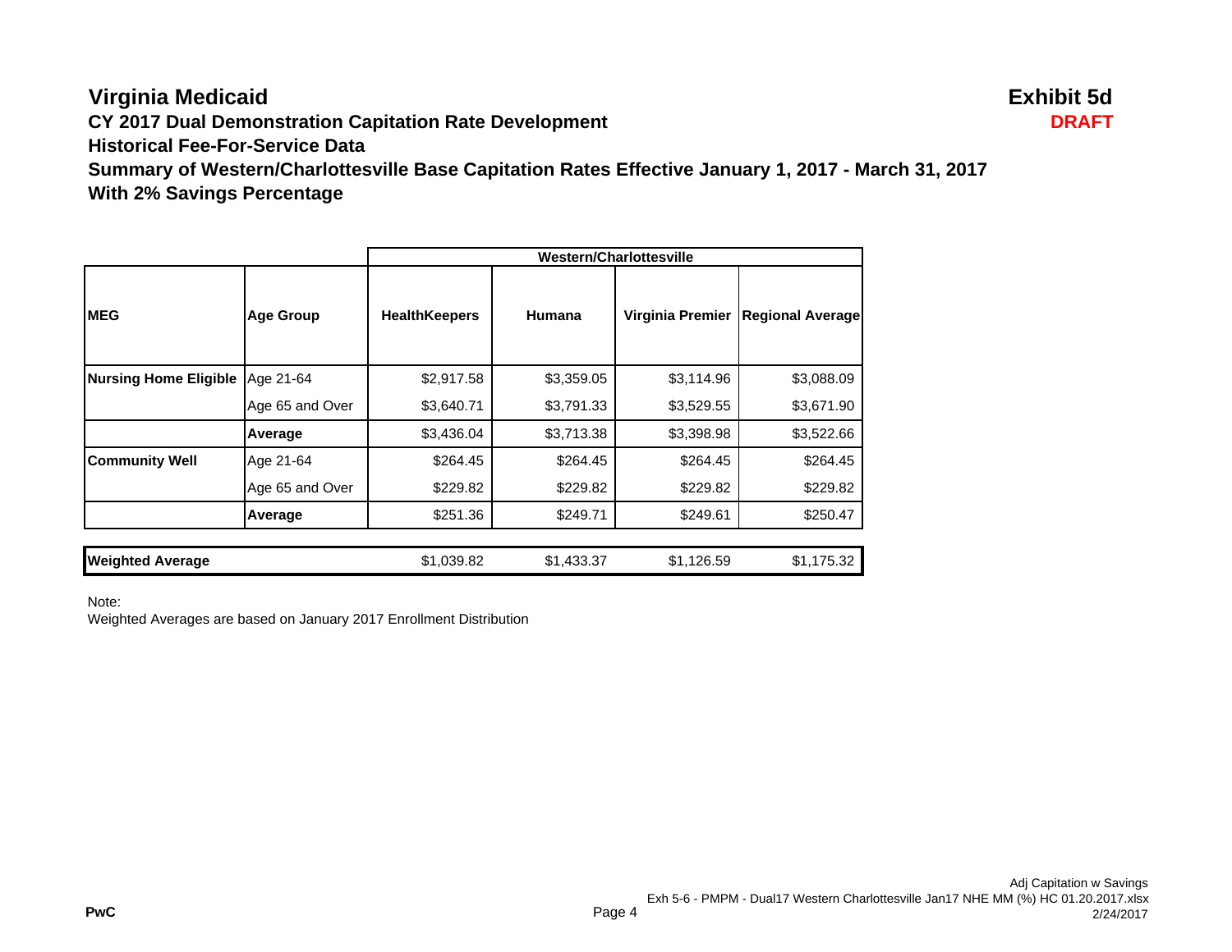# Virginia Medicaid

**Exhibit 5d**

**DRAFT**

## CY 2017 Dual Demonstration Capitation Rate Development

### Historical Fee-For-Service Data

### Summary of Western/Charlottesville Base Capitation Rates Effective January 1, 2017 - March 31, 2017

### With 2% Savings Percentage

| | | Western/Charlottesville | | | |
|---|---|---|---|---|---|
| **MEG** | **Age Group** | **HealthKeepers** | **Humana** | **Virginia Premier** | **Regional Average** |
| **Nursing Home Eligible** | Age 21-64 | $2,917.58 | $3,359.05 | $3,114.96 | $3,088.09 |
| | Age 65 and Over | $3,640.71 | $3,791.33 | $3,529.55 | $3,671.90 |
| | **Average** | $3,436.04 | $3,713.38 | $3,398.98 | $3,522.66 |
| **Community Well** | Age 21-64 | $264.45 | $264.45 | $264.45 | $264.45 |
| | Age 65 and Over | $229.82 | $229.82 | $229.82 | $229.82 |
| | **Average** | $251.36 | $249.71 | $249.61 | $250.47 |
| **Weighted Average** | | $1,039.82 | $1,433.37 | $1,126.59 | $1,175.32 |

Note:
Weighted Averages are based on January 2017 Enrollment Distribution

PwC

Adj Capitation w Savings
Exh 5-6 - PMPM - Dual17 Western Charlottesville Jan17 NHE MM (%) HC 01.20.2017.xlsx
2/24/2017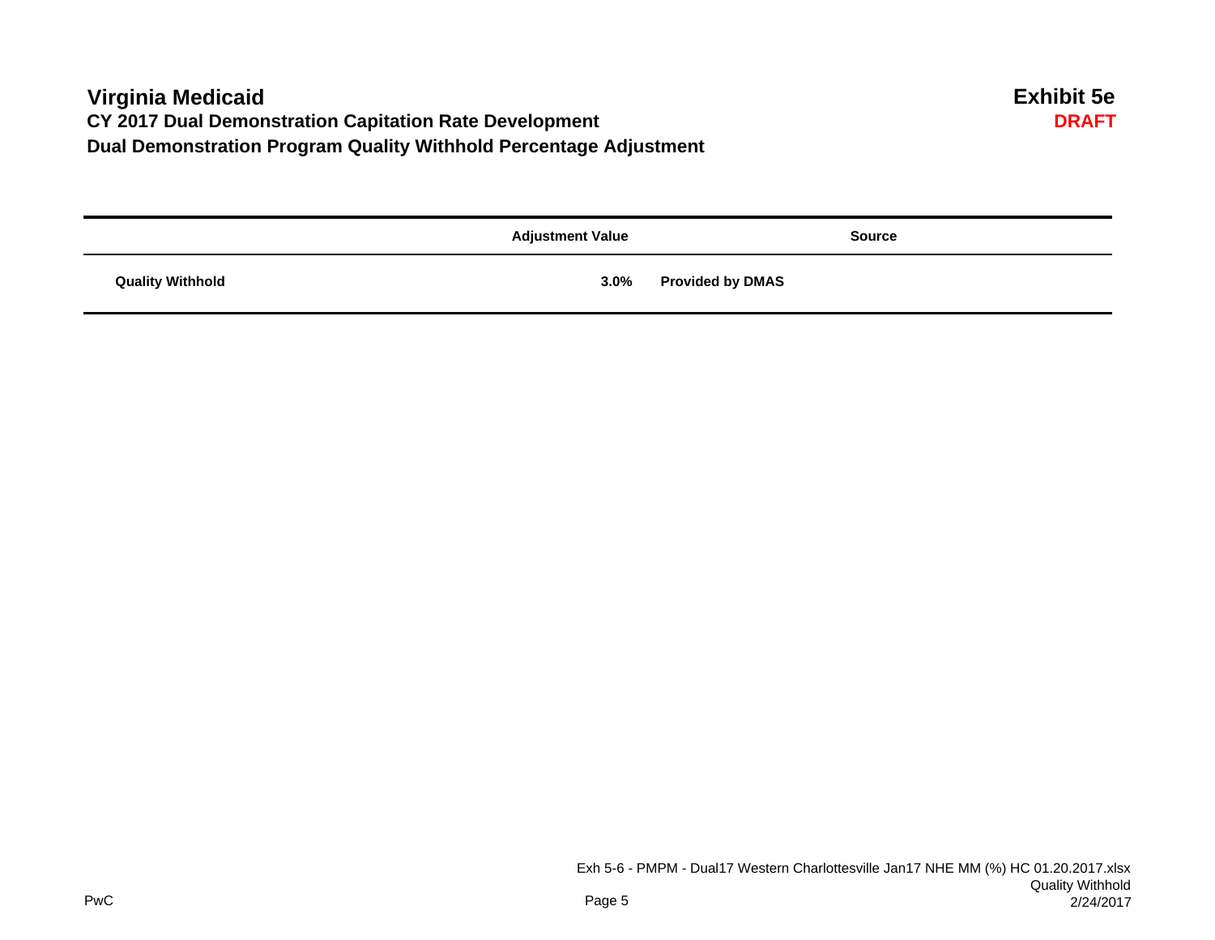# Virginia Medicaid

**Exhibit 5e**

**DRAFT**

## CY 2017 Dual Demonstration Capitation Rate Development

## Dual Demonstration Program Quality Withhold Percentage Adjustment

| | Adjustment Value | Source |
|---|---|---|
| **Quality Withhold** | **3.0%** | **Provided by DMAS** |

Exh 5-6 - PMPM - Dual17 Western Charlottesville Jan17 NHE MM (%) HC 01.20.2017.xlsx
Quality Withhold
2/24/2017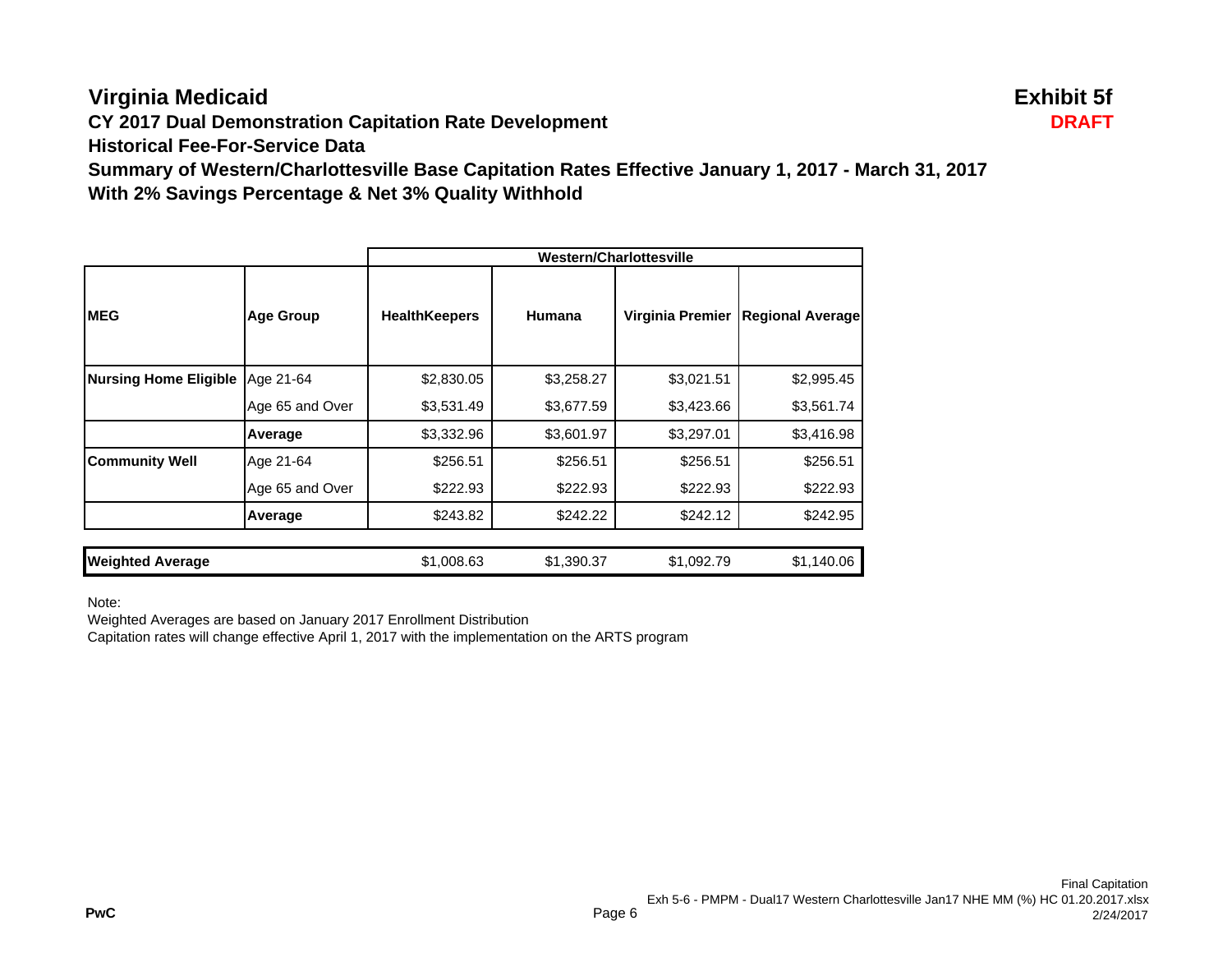# Virginia Medicaid

**Exhibit 5f**

**DRAFT**

**CY 2017 Dual Demonstration Capitation Rate Development**

**Historical Fee-For-Service Data**

**Summary of Western/Charlottesville Base Capitation Rates Effective January 1, 2017 - March 31, 2017**

**With 2% Savings Percentage & Net 3% Quality Withhold**

| | | Western/Charlottesville | | | |
|---|---|---|---|---|---|
| **MEG** | **Age Group** | **HealthKeepers** | **Humana** | **Virginia Premier** | **Regional Average** |
| **Nursing Home Eligible** | Age 21-64 | $2,830.05 | $3,258.27 | $3,021.51 | $2,995.45 |
| | Age 65 and Over | $3,531.49 | $3,677.59 | $3,423.66 | $3,561.74 |
| | **Average** | $3,332.96 | $3,601.97 | $3,297.01 | $3,416.98 |
| **Community Well** | Age 21-64 | $256.51 | $256.51 | $256.51 | $256.51 |
| | Age 65 and Over | $222.93 | $222.93 | $222.93 | $222.93 |
| | **Average** | $243.82 | $242.22 | $242.12 | $242.95 |
| **Weighted Average** | | $1,008.63 | $1,390.37 | $1,092.79 | $1,140.06 |

Note:

Weighted Averages are based on January 2017 Enrollment Distribution

Capitation rates will change effective April 1, 2017 with the implementation on the ARTS program

PwC

Final Capitation
Exh 5-6 - PMPM - Dual17 Western Charlottesville Jan17 NHE MM (%) HC 01.20.2017.xlsx
2/24/2017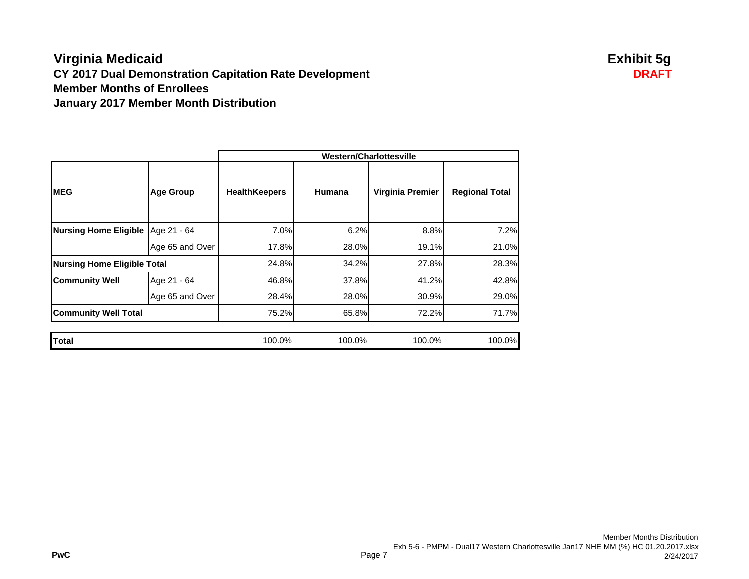# Virginia Medicaid

**Exhibit 5g**

**DRAFT**

## CY 2017 Dual Demonstration Capitation Rate Development

## Member Months of Enrollees

## January 2017 Member Month Distribution

| | | Western/Charlottesville | | | |
|---|---|---|---|---|---|
| **MEG** | **Age Group** | **HealthKeepers** | **Humana** | **Virginia Premier** | **Regional Total** |
| **Nursing Home Eligible** | Age 21 - 64 | 7.0% | 6.2% | 8.8% | 7.2% |
| | Age 65 and Over | 17.8% | 28.0% | 19.1% | 21.0% |
| **Nursing Home Eligible Total** | | 24.8% | 34.2% | 27.8% | 28.3% |
| **Community Well** | Age 21 - 64 | 46.8% | 37.8% | 41.2% | 42.8% |
| | Age 65 and Over | 28.4% | 28.0% | 30.9% | 29.0% |
| **Community Well Total** | | 75.2% | 65.8% | 72.2% | 71.7% |
| **Total** | | 100.0% | 100.0% | 100.0% | 100.0% |

PwC

Member Months Distribution
Exh 5-6 - PMPM - Dual17 Western Charlottesville Jan17 NHE MM (%) HC 01.20.2017.xlsx
2/24/2017